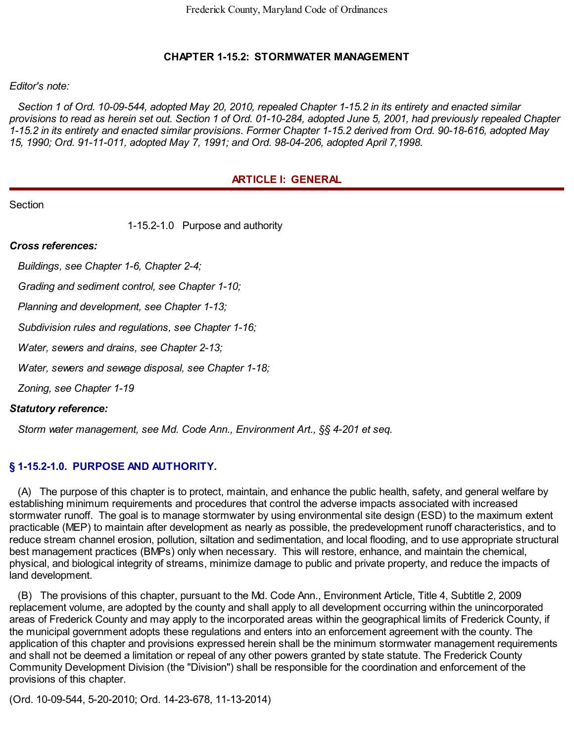# CHAPTER 1-15.2: STORMWATER MANAGEMENT

*Editor's note:*

*Section 1 of Ord. 10-09-544, adopted May 20, 2010, repealed Chapter 1-15.2 in its entirety and enacted similar provisions to read as herein set out. Section 1 of Ord. 01-10-284, adopted June 5, 2001, had previously repealed Chapter 1-15.2 in its entirety and enacted similar provisions. Former Chapter 1-15.2 derived from Ord. 90-18-616, adopted May 15, 1990; Ord. 91-11-011, adopted May 7, 1991; and Ord. 98-04-206, adopted April 7,1998.*

## ARTICLE I: GENERAL

Section

1-15.2-1.0 Purpose and authority

***Cross references:***

*Buildings, see Chapter 1-6, Chapter 2-4;*

*Grading and sediment control, see Chapter 1-10;*

*Planning and development, see Chapter 1-13;*

*Subdivision rules and regulations, see Chapter 1-16;*

*Water, sewers and drains, see Chapter 2-13;*

*Water, sewers and sewage disposal, see Chapter 1-18;*

*Zoning, see Chapter 1-19*

***Statutory reference:***

*Storm water management, see Md. Code Ann., Environment Art., §§ 4-201 et seq.*

### § 1-15.2-1.0. PURPOSE AND AUTHORITY.

(A) The purpose of this chapter is to protect, maintain, and enhance the public health, safety, and general welfare by establishing minimum requirements and procedures that control the adverse impacts associated with increased stormwater runoff. The goal is to manage stormwater by using environmental site design (ESD) to the maximum extent practicable (MEP) to maintain after development as nearly as possible, the predevelopment runoff characteristics, and to reduce stream channel erosion, pollution, siltation and sedimentation, and local flooding, and to use appropriate structural best management practices (BMPs) only when necessary. This will restore, enhance, and maintain the chemical, physical, and biological integrity of streams, minimize damage to public and private property, and reduce the impacts of land development.

(B) The provisions of this chapter, pursuant to the Md. Code Ann., Environment Article, Title 4, Subtitle 2, 2009 replacement volume, are adopted by the county and shall apply to all development occurring within the unincorporated areas of Frederick County and may apply to the incorporated areas within the geographical limits of Frederick County, if the municipal government adopts these regulations and enters into an enforcement agreement with the county. The application of this chapter and provisions expressed herein shall be the minimum stormwater management requirements and shall not be deemed a limitation or repeal of any other powers granted by state statute. The Frederick County Community Development Division (the "Division") shall be responsible for the coordination and enforcement of the provisions of this chapter.

(Ord. 10-09-544, 5-20-2010; Ord. 14-23-678, 11-13-2014)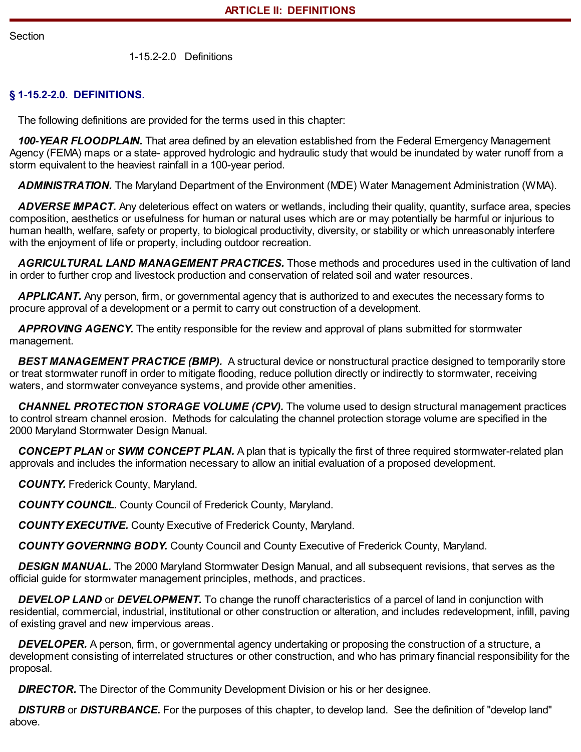## ARTICLE II: DEFINITIONS

Section

1-15.2-2.0 Definitions

### § 1-15.2-2.0. DEFINITIONS.

The following definitions are provided for the terms used in this chapter:

***100-YEAR FLOODPLAIN.*** That area defined by an elevation established from the Federal Emergency Management Agency (FEMA) maps or a state- approved hydrologic and hydraulic study that would be inundated by water runoff from a storm equivalent to the heaviest rainfall in a 100-year period.

***ADMINISTRATION.*** The Maryland Department of the Environment (MDE) Water Management Administration (WMA).

***ADVERSE IMPACT.*** Any deleterious effect on waters or wetlands, including their quality, quantity, surface area, species composition, aesthetics or usefulness for human or natural uses which are or may potentially be harmful or injurious to human health, welfare, safety or property, to biological productivity, diversity, or stability or which unreasonably interfere with the enjoyment of life or property, including outdoor recreation.

***AGRICULTURAL LAND MANAGEMENT PRACTICES.*** Those methods and procedures used in the cultivation of land in order to further crop and livestock production and conservation of related soil and water resources.

***APPLICANT.*** Any person, firm, or governmental agency that is authorized to and executes the necessary forms to procure approval of a development or a permit to carry out construction of a development.

***APPROVING AGENCY.*** The entity responsible for the review and approval of plans submitted for stormwater management.

***BEST MANAGEMENT PRACTICE (BMP).*** A structural device or nonstructural practice designed to temporarily store or treat stormwater runoff in order to mitigate flooding, reduce pollution directly or indirectly to stormwater, receiving waters, and stormwater conveyance systems, and provide other amenities.

***CHANNEL PROTECTION STORAGE VOLUME (CPV).*** The volume used to design structural management practices to control stream channel erosion. Methods for calculating the channel protection storage volume are specified in the 2000 Maryland Stormwater Design Manual.

***CONCEPT PLAN*** or ***SWM CONCEPT PLAN.*** A plan that is typically the first of three required stormwater-related plan approvals and includes the information necessary to allow an initial evaluation of a proposed development.

***COUNTY.*** Frederick County, Maryland.

***COUNTY COUNCIL.*** County Council of Frederick County, Maryland.

***COUNTY EXECUTIVE.*** County Executive of Frederick County, Maryland.

***COUNTY GOVERNING BODY.*** County Council and County Executive of Frederick County, Maryland.

***DESIGN MANUAL.*** The 2000 Maryland Stormwater Design Manual, and all subsequent revisions, that serves as the official guide for stormwater management principles, methods, and practices.

***DEVELOP LAND*** or ***DEVELOPMENT.*** To change the runoff characteristics of a parcel of land in conjunction with residential, commercial, industrial, institutional or other construction or alteration, and includes redevelopment, infill, paving of existing gravel and new impervious areas.

***DEVELOPER.*** A person, firm, or governmental agency undertaking or proposing the construction of a structure, a development consisting of interrelated structures or other construction, and who has primary financial responsibility for the proposal.

***DIRECTOR.*** The Director of the Community Development Division or his or her designee.

***DISTURB*** or ***DISTURBANCE.*** For the purposes of this chapter, to develop land. See the definition of "develop land" above.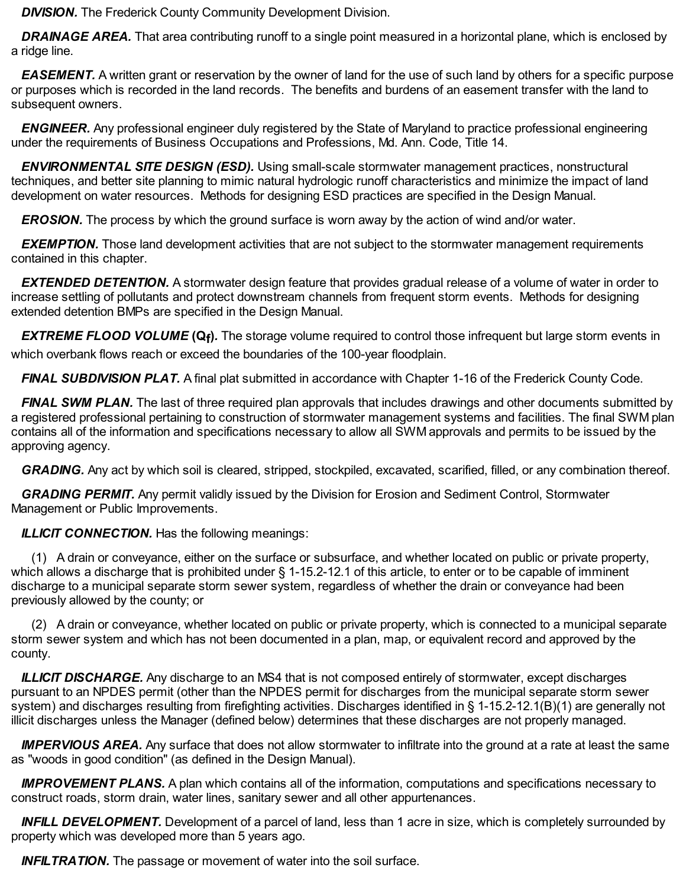***DIVISION.*** The Frederick County Community Development Division.

***DRAINAGE AREA.*** That area contributing runoff to a single point measured in a horizontal plane, which is enclosed by a ridge line.

***EASEMENT.*** A written grant or reservation by the owner of land for the use of such land by others for a specific purpose or purposes which is recorded in the land records. The benefits and burdens of an easement transfer with the land to subsequent owners.

***ENGINEER.*** Any professional engineer duly registered by the State of Maryland to practice professional engineering under the requirements of Business Occupations and Professions, Md. Ann. Code, Title 14.

***ENVIRONMENTAL SITE DESIGN (ESD).*** Using small-scale stormwater management practices, nonstructural techniques, and better site planning to mimic natural hydrologic runoff characteristics and minimize the impact of land development on water resources. Methods for designing ESD practices are specified in the Design Manual.

***EROSION.*** The process by which the ground surface is worn away by the action of wind and/or water.

***EXEMPTION.*** Those land development activities that are not subject to the stormwater management requirements contained in this chapter.

***EXTENDED DETENTION.*** A stormwater design feature that provides gradual release of a volume of water in order to increase settling of pollutants and protect downstream channels from frequent storm events. Methods for designing extended detention BMPs are specified in the Design Manual.

***EXTREME FLOOD VOLUME*** **($Q_f$).** The storage volume required to control those infrequent but large storm events in which overbank flows reach or exceed the boundaries of the 100-year floodplain.

***FINAL SUBDIVISION PLAT.*** A final plat submitted in accordance with Chapter 1-16 of the Frederick County Code.

***FINAL SWM PLAN.*** The last of three required plan approvals that includes drawings and other documents submitted by a registered professional pertaining to construction of stormwater management systems and facilities. The final SWM plan contains all of the information and specifications necessary to allow all SWM approvals and permits to be issued by the approving agency.

***GRADING.*** Any act by which soil is cleared, stripped, stockpiled, excavated, scarified, filled, or any combination thereof.

***GRADING PERMIT.*** Any permit validly issued by the Division for Erosion and Sediment Control, Stormwater Management or Public Improvements.

***ILLICIT CONNECTION.*** Has the following meanings:

(1) A drain or conveyance, either on the surface or subsurface, and whether located on public or private property, which allows a discharge that is prohibited under § 1-15.2-12.1 of this article, to enter or to be capable of imminent discharge to a municipal separate storm sewer system, regardless of whether the drain or conveyance had been previously allowed by the county; or

(2) A drain or conveyance, whether located on public or private property, which is connected to a municipal separate storm sewer system and which has not been documented in a plan, map, or equivalent record and approved by the county.

***ILLICIT DISCHARGE.*** Any discharge to an MS4 that is not composed entirely of stormwater, except discharges pursuant to an NPDES permit (other than the NPDES permit for discharges from the municipal separate storm sewer system) and discharges resulting from firefighting activities. Discharges identified in § 1-15.2-12.1(B)(1) are generally not illicit discharges unless the Manager (defined below) determines that these discharges are not properly managed.

***IMPERVIOUS AREA.*** Any surface that does not allow stormwater to infiltrate into the ground at a rate at least the same as "woods in good condition" (as defined in the Design Manual).

***IMPROVEMENT PLANS.*** A plan which contains all of the information, computations and specifications necessary to construct roads, storm drain, water lines, sanitary sewer and all other appurtenances.

***INFILL DEVELOPMENT.*** Development of a parcel of land, less than 1 acre in size, which is completely surrounded by property which was developed more than 5 years ago.

***INFILTRATION.*** The passage or movement of water into the soil surface.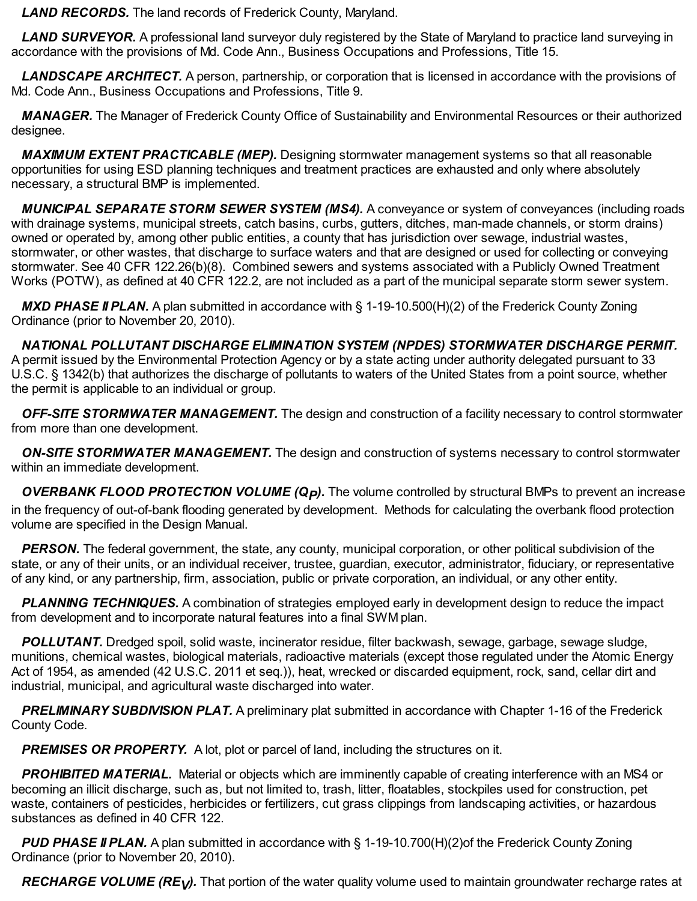***LAND RECORDS.*** The land records of Frederick County, Maryland.

***LAND SURVEYOR.*** A professional land surveyor duly registered by the State of Maryland to practice land surveying in accordance with the provisions of Md. Code Ann., Business Occupations and Professions, Title 15.

***LANDSCAPE ARCHITECT.*** A person, partnership, or corporation that is licensed in accordance with the provisions of Md. Code Ann., Business Occupations and Professions, Title 9.

***MANAGER.*** The Manager of Frederick County Office of Sustainability and Environmental Resources or their authorized designee.

***MAXIMUM EXTENT PRACTICABLE (MEP).*** Designing stormwater management systems so that all reasonable opportunities for using ESD planning techniques and treatment practices are exhausted and only where absolutely necessary, a structural BMP is implemented.

***MUNICIPAL SEPARATE STORM SEWER SYSTEM (MS4).*** A conveyance or system of conveyances (including roads with drainage systems, municipal streets, catch basins, curbs, gutters, ditches, man-made channels, or storm drains) owned or operated by, among other public entities, a county that has jurisdiction over sewage, industrial wastes, stormwater, or other wastes, that discharge to surface waters and that are designed or used for collecting or conveying stormwater. See 40 CFR 122.26(b)(8). Combined sewers and systems associated with a Publicly Owned Treatment Works (POTW), as defined at 40 CFR 122.2, are not included as a part of the municipal separate storm sewer system.

***MXD PHASE II PLAN.*** A plan submitted in accordance with § 1-19-10.500(H)(2) of the Frederick County Zoning Ordinance (prior to November 20, 2010).

***NATIONAL POLLUTANT DISCHARGE ELIMINATION SYSTEM (NPDES) STORMWATER DISCHARGE PERMIT.*** A permit issued by the Environmental Protection Agency or by a state acting under authority delegated pursuant to 33 U.S.C. § 1342(b) that authorizes the discharge of pollutants to waters of the United States from a point source, whether the permit is applicable to an individual or group.

***OFF-SITE STORMWATER MANAGEMENT.*** The design and construction of a facility necessary to control stormwater from more than one development.

***ON-SITE STORMWATER MANAGEMENT.*** The design and construction of systems necessary to control stormwater within an immediate development.

***OVERBANK FLOOD PROTECTION VOLUME ($Q_P$).*** The volume controlled by structural BMPs to prevent an increase in the frequency of out-of-bank flooding generated by development. Methods for calculating the overbank flood protection volume are specified in the Design Manual.

***PERSON.*** The federal government, the state, any county, municipal corporation, or other political subdivision of the state, or any of their units, or an individual receiver, trustee, guardian, executor, administrator, fiduciary, or representative of any kind, or any partnership, firm, association, public or private corporation, an individual, or any other entity.

***PLANNING TECHNIQUES.*** A combination of strategies employed early in development design to reduce the impact from development and to incorporate natural features into a final SWM plan.

***POLLUTANT.*** Dredged spoil, solid waste, incinerator residue, filter backwash, sewage, garbage, sewage sludge, munitions, chemical wastes, biological materials, radioactive materials (except those regulated under the Atomic Energy Act of 1954, as amended (42 U.S.C. 2011 et seq.)), heat, wrecked or discarded equipment, rock, sand, cellar dirt and industrial, municipal, and agricultural waste discharged into water.

***PRELIMINARY SUBDIVISION PLAT.*** A preliminary plat submitted in accordance with Chapter 1-16 of the Frederick County Code.

***PREMISES OR PROPERTY.*** A lot, plot or parcel of land, including the structures on it.

***PROHIBITED MATERIAL.*** Material or objects which are imminently capable of creating interference with an MS4 or becoming an illicit discharge, such as, but not limited to, trash, litter, floatables, stockpiles used for construction, pet waste, containers of pesticides, herbicides or fertilizers, cut grass clippings from landscaping activities, or hazardous substances as defined in 40 CFR 122.

***PUD PHASE II PLAN.*** A plan submitted in accordance with § 1-19-10.700(H)(2)of the Frederick County Zoning Ordinance (prior to November 20, 2010).

***RECHARGE VOLUME ($RE_V$).*** That portion of the water quality volume used to maintain groundwater recharge rates at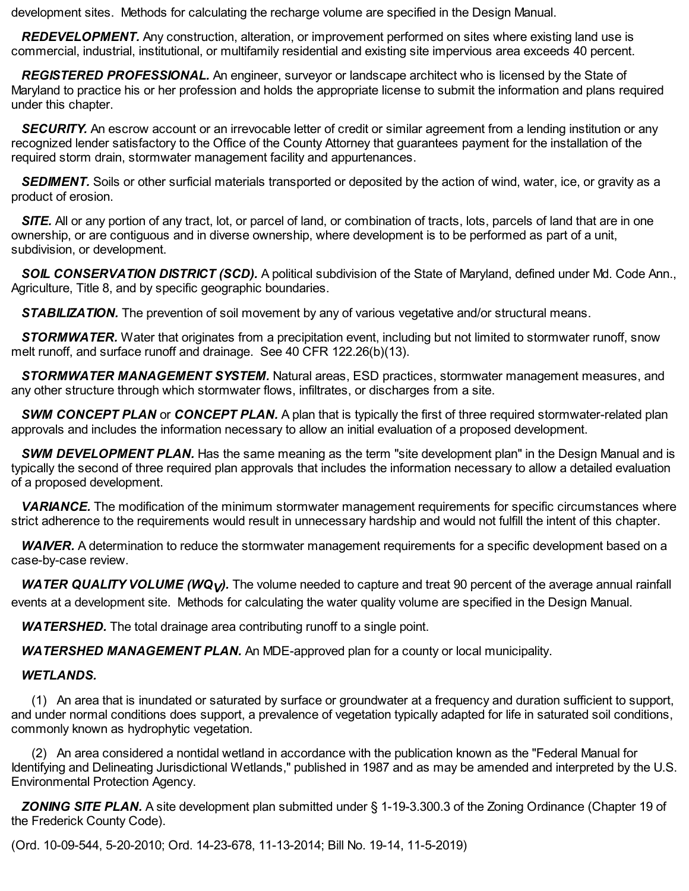development sites. Methods for calculating the recharge volume are specified in the Design Manual.

***REDEVELOPMENT.*** Any construction, alteration, or improvement performed on sites where existing land use is commercial, industrial, institutional, or multifamily residential and existing site impervious area exceeds 40 percent.

***REGISTERED PROFESSIONAL.*** An engineer, surveyor or landscape architect who is licensed by the State of Maryland to practice his or her profession and holds the appropriate license to submit the information and plans required under this chapter.

***SECURITY.*** An escrow account or an irrevocable letter of credit or similar agreement from a lending institution or any recognized lender satisfactory to the Office of the County Attorney that guarantees payment for the installation of the required storm drain, stormwater management facility and appurtenances.

***SEDIMENT.*** Soils or other surficial materials transported or deposited by the action of wind, water, ice, or gravity as a product of erosion.

***SITE.*** All or any portion of any tract, lot, or parcel of land, or combination of tracts, lots, parcels of land that are in one ownership, or are contiguous and in diverse ownership, where development is to be performed as part of a unit, subdivision, or development.

***SOIL CONSERVATION DISTRICT (SCD).*** A political subdivision of the State of Maryland, defined under Md. Code Ann., Agriculture, Title 8, and by specific geographic boundaries.

***STABILIZATION.*** The prevention of soil movement by any of various vegetative and/or structural means.

***STORMWATER.*** Water that originates from a precipitation event, including but not limited to stormwater runoff, snow melt runoff, and surface runoff and drainage. See 40 CFR 122.26(b)(13).

***STORMWATER MANAGEMENT SYSTEM.*** Natural areas, ESD practices, stormwater management measures, and any other structure through which stormwater flows, infiltrates, or discharges from a site.

***SWM CONCEPT PLAN*** or ***CONCEPT PLAN.*** A plan that is typically the first of three required stormwater-related plan approvals and includes the information necessary to allow an initial evaluation of a proposed development.

***SWM DEVELOPMENT PLAN.*** Has the same meaning as the term "site development plan" in the Design Manual and is typically the second of three required plan approvals that includes the information necessary to allow a detailed evaluation of a proposed development.

***VARIANCE.*** The modification of the minimum stormwater management requirements for specific circumstances where strict adherence to the requirements would result in unnecessary hardship and would not fulfill the intent of this chapter.

***WAIVER.*** A determination to reduce the stormwater management requirements for a specific development based on a case-by-case review.

***WATER QUALITY VOLUME ($WQ_V$).*** The volume needed to capture and treat 90 percent of the average annual rainfall events at a development site. Methods for calculating the water quality volume are specified in the Design Manual.

***WATERSHED.*** The total drainage area contributing runoff to a single point.

***WATERSHED MANAGEMENT PLAN.*** An MDE-approved plan for a county or local municipality.

***WETLANDS.***

(1) An area that is inundated or saturated by surface or groundwater at a frequency and duration sufficient to support, and under normal conditions does support, a prevalence of vegetation typically adapted for life in saturated soil conditions, commonly known as hydrophytic vegetation.

(2) An area considered a nontidal wetland in accordance with the publication known as the "Federal Manual for Identifying and Delineating Jurisdictional Wetlands," published in 1987 and as may be amended and interpreted by the U.S. Environmental Protection Agency.

***ZONING SITE PLAN.*** A site development plan submitted under § 1-19-3.300.3 of the Zoning Ordinance (Chapter 19 of the Frederick County Code).

(Ord. 10-09-544, 5-20-2010; Ord. 14-23-678, 11-13-2014; Bill No. 19-14, 11-5-2019)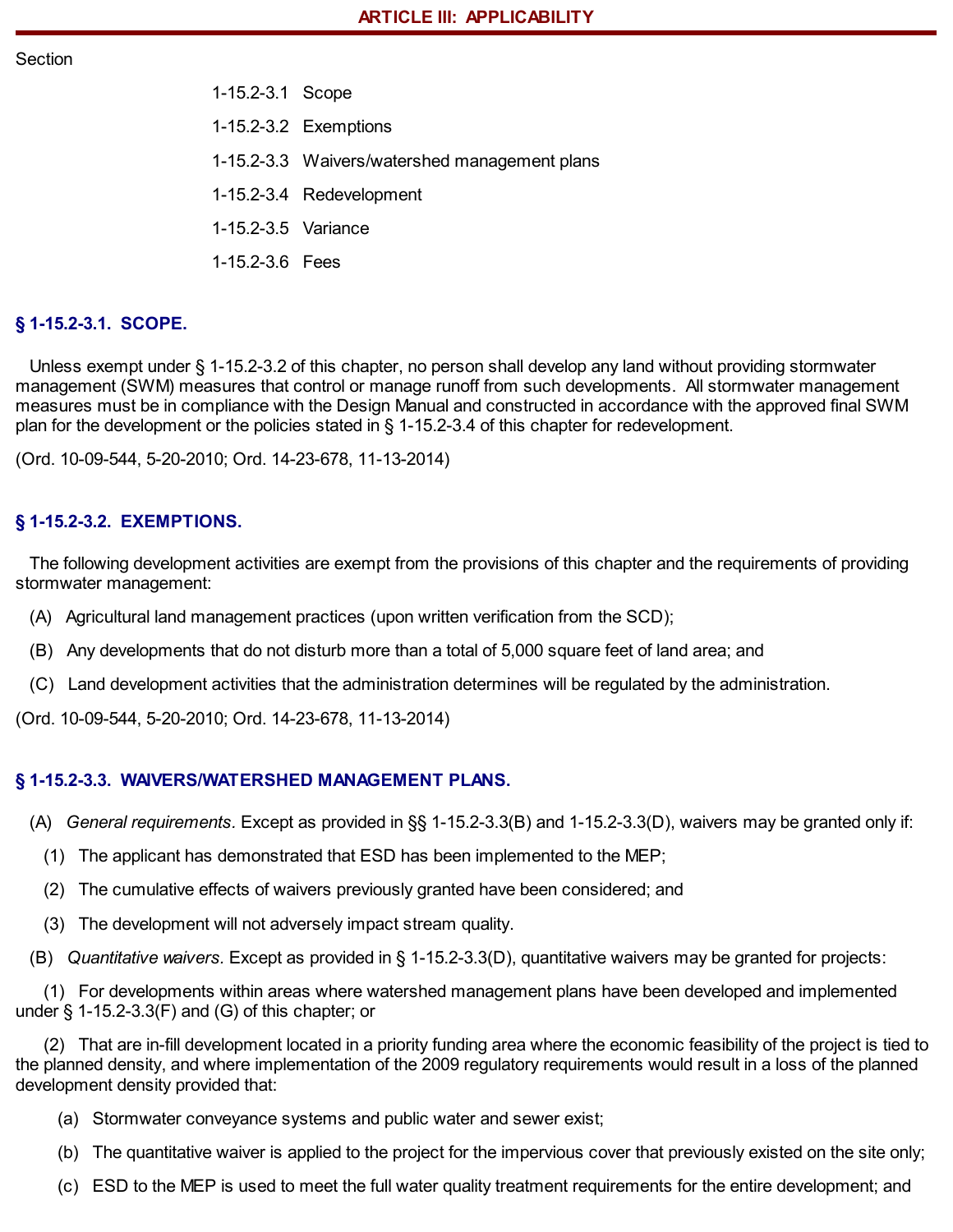## ARTICLE III: APPLICABILITY

Section

1-15.2-3.1 Scope

1-15.2-3.2 Exemptions

1-15.2-3.3 Waivers/watershed management plans

1-15.2-3.4 Redevelopment

1-15.2-3.5 Variance

1-15.2-3.6 Fees

### § 1-15.2-3.1. SCOPE.

Unless exempt under § 1-15.2-3.2 of this chapter, no person shall develop any land without providing stormwater management (SWM) measures that control or manage runoff from such developments. All stormwater management measures must be in compliance with the Design Manual and constructed in accordance with the approved final SWM plan for the development or the policies stated in § 1-15.2-3.4 of this chapter for redevelopment.

(Ord. 10-09-544, 5-20-2010; Ord. 14-23-678, 11-13-2014)

### § 1-15.2-3.2. EXEMPTIONS.

The following development activities are exempt from the provisions of this chapter and the requirements of providing stormwater management:

(A) Agricultural land management practices (upon written verification from the SCD);

(B) Any developments that do not disturb more than a total of 5,000 square feet of land area; and

(C) Land development activities that the administration determines will be regulated by the administration.

(Ord. 10-09-544, 5-20-2010; Ord. 14-23-678, 11-13-2014)

### § 1-15.2-3.3. WAIVERS/WATERSHED MANAGEMENT PLANS.

(A) *General requirements.* Except as provided in §§ 1-15.2-3.3(B) and 1-15.2-3.3(D), waivers may be granted only if:

(1) The applicant has demonstrated that ESD has been implemented to the MEP;

(2) The cumulative effects of waivers previously granted have been considered; and

(3) The development will not adversely impact stream quality.

(B) *Quantitative waivers.* Except as provided in § 1-15.2-3.3(D), quantitative waivers may be granted for projects:

(1) For developments within areas where watershed management plans have been developed and implemented under § 1-15.2-3.3(F) and (G) of this chapter; or

(2) That are in-fill development located in a priority funding area where the economic feasibility of the project is tied to the planned density, and where implementation of the 2009 regulatory requirements would result in a loss of the planned development density provided that:

(a) Stormwater conveyance systems and public water and sewer exist;

(b) The quantitative waiver is applied to the project for the impervious cover that previously existed on the site only;

(c) ESD to the MEP is used to meet the full water quality treatment requirements for the entire development; and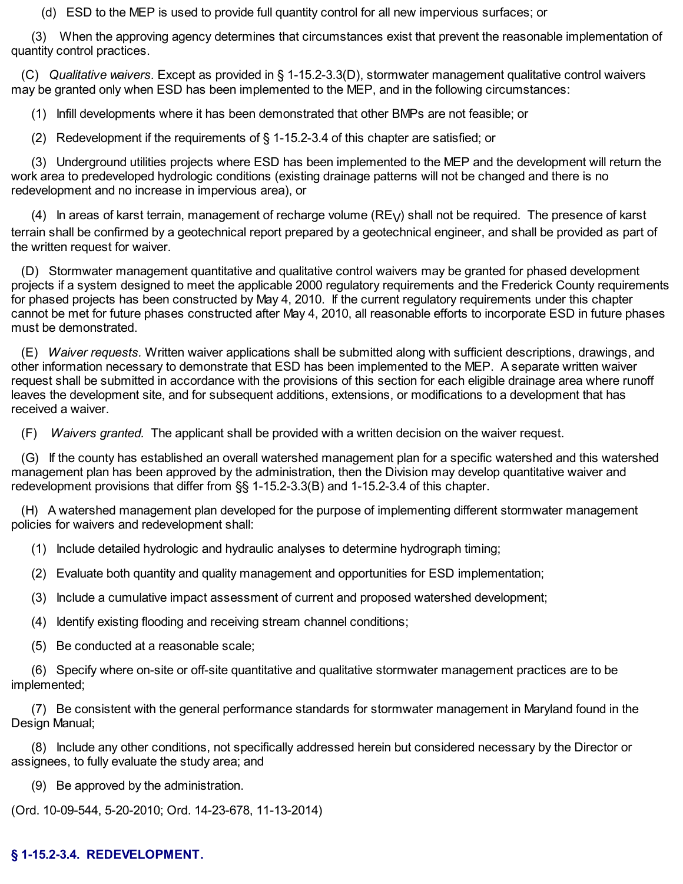(d) ESD to the MEP is used to provide full quantity control for all new impervious surfaces; or

(3) When the approving agency determines that circumstances exist that prevent the reasonable implementation of quantity control practices.

(C) *Qualitative waivers.* Except as provided in § 1-15.2-3.3(D), stormwater management qualitative control waivers may be granted only when ESD has been implemented to the MEP, and in the following circumstances:

(1) Infill developments where it has been demonstrated that other BMPs are not feasible; or

(2) Redevelopment if the requirements of § 1-15.2-3.4 of this chapter are satisfied; or

(3) Underground utilities projects where ESD has been implemented to the MEP and the development will return the work area to predeveloped hydrologic conditions (existing drainage patterns will not be changed and there is no redevelopment and no increase in impervious area), or

(4) In areas of karst terrain, management of recharge volume ($RE_V$) shall not be required. The presence of karst terrain shall be confirmed by a geotechnical report prepared by a geotechnical engineer, and shall be provided as part of the written request for waiver.

(D) Stormwater management quantitative and qualitative control waivers may be granted for phased development projects if a system designed to meet the applicable 2000 regulatory requirements and the Frederick County requirements for phased projects has been constructed by May 4, 2010. If the current regulatory requirements under this chapter cannot be met for future phases constructed after May 4, 2010, all reasonable efforts to incorporate ESD in future phases must be demonstrated.

(E) *Waiver requests.* Written waiver applications shall be submitted along with sufficient descriptions, drawings, and other information necessary to demonstrate that ESD has been implemented to the MEP. A separate written waiver request shall be submitted in accordance with the provisions of this section for each eligible drainage area where runoff leaves the development site, and for subsequent additions, extensions, or modifications to a development that has received a waiver.

(F) *Waivers granted.* The applicant shall be provided with a written decision on the waiver request.

(G) If the county has established an overall watershed management plan for a specific watershed and this watershed management plan has been approved by the administration, then the Division may develop quantitative waiver and redevelopment provisions that differ from §§ 1-15.2-3.3(B) and 1-15.2-3.4 of this chapter.

(H) A watershed management plan developed for the purpose of implementing different stormwater management policies for waivers and redevelopment shall:

(1) Include detailed hydrologic and hydraulic analyses to determine hydrograph timing;

(2) Evaluate both quantity and quality management and opportunities for ESD implementation;

(3) Include a cumulative impact assessment of current and proposed watershed development;

(4) Identify existing flooding and receiving stream channel conditions;

(5) Be conducted at a reasonable scale;

(6) Specify where on-site or off-site quantitative and qualitative stormwater management practices are to be implemented;

(7) Be consistent with the general performance standards for stormwater management in Maryland found in the Design Manual;

(8) Include any other conditions, not specifically addressed herein but considered necessary by the Director or assignees, to fully evaluate the study area; and

(9) Be approved by the administration.

(Ord. 10-09-544, 5-20-2010; Ord. 14-23-678, 11-13-2014)

## § 1-15.2-3.4. REDEVELOPMENT.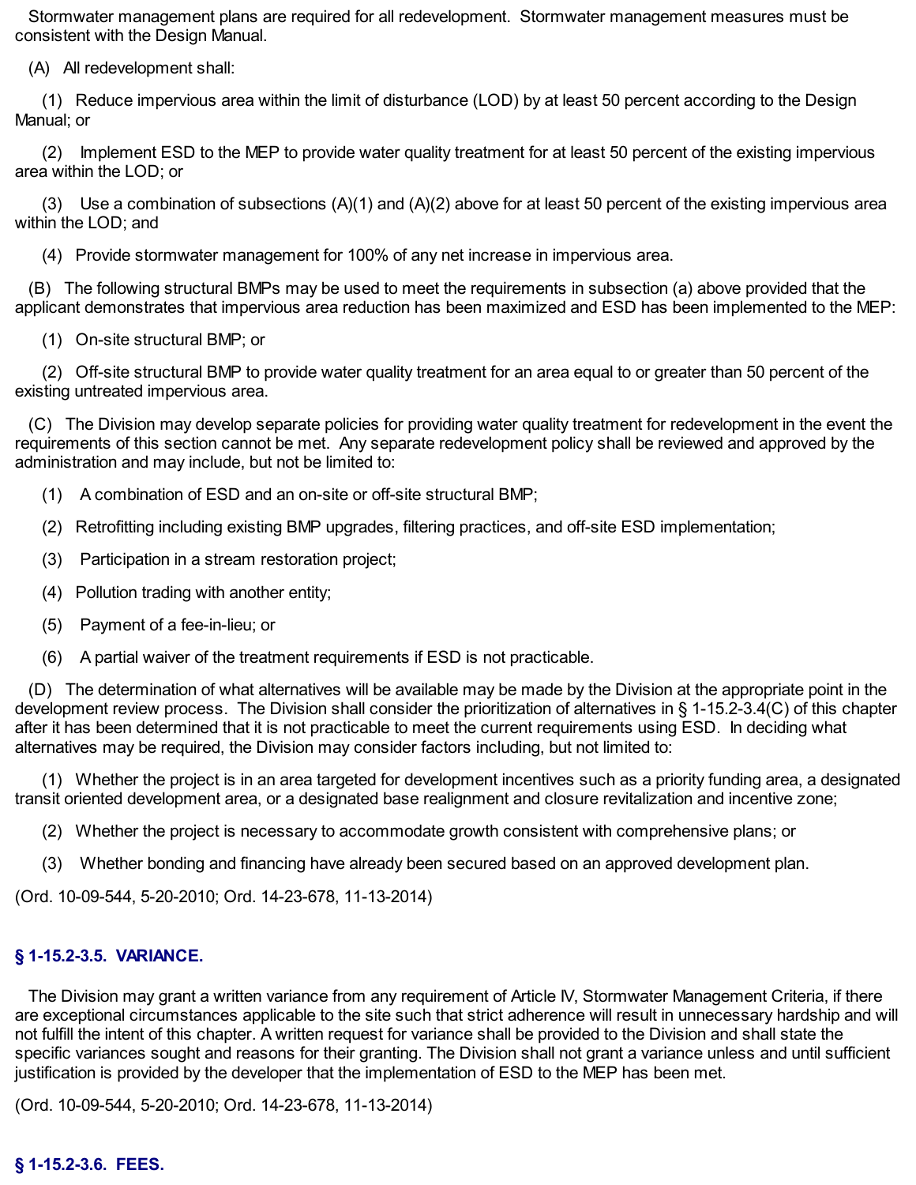Stormwater management plans are required for all redevelopment. Stormwater management measures must be consistent with the Design Manual.

(A) All redevelopment shall:

(1) Reduce impervious area within the limit of disturbance (LOD) by at least 50 percent according to the Design Manual; or

(2) Implement ESD to the MEP to provide water quality treatment for at least 50 percent of the existing impervious area within the LOD; or

(3) Use a combination of subsections (A)(1) and (A)(2) above for at least 50 percent of the existing impervious area within the LOD; and

(4) Provide stormwater management for 100% of any net increase in impervious area.

(B) The following structural BMPs may be used to meet the requirements in subsection (a) above provided that the applicant demonstrates that impervious area reduction has been maximized and ESD has been implemented to the MEP:

(1) On-site structural BMP; or

(2) Off-site structural BMP to provide water quality treatment for an area equal to or greater than 50 percent of the existing untreated impervious area.

(C) The Division may develop separate policies for providing water quality treatment for redevelopment in the event the requirements of this section cannot be met. Any separate redevelopment policy shall be reviewed and approved by the administration and may include, but not be limited to:

(1) A combination of ESD and an on-site or off-site structural BMP;

(2) Retrofitting including existing BMP upgrades, filtering practices, and off-site ESD implementation;

(3) Participation in a stream restoration project;

(4) Pollution trading with another entity;

(5) Payment of a fee-in-lieu; or

(6) A partial waiver of the treatment requirements if ESD is not practicable.

(D) The determination of what alternatives will be available may be made by the Division at the appropriate point in the development review process. The Division shall consider the prioritization of alternatives in § 1-15.2-3.4(C) of this chapter after it has been determined that it is not practicable to meet the current requirements using ESD. In deciding what alternatives may be required, the Division may consider factors including, but not limited to:

(1) Whether the project is in an area targeted for development incentives such as a priority funding area, a designated transit oriented development area, or a designated base realignment and closure revitalization and incentive zone;

(2) Whether the project is necessary to accommodate growth consistent with comprehensive plans; or

(3) Whether bonding and financing have already been secured based on an approved development plan.

(Ord. 10-09-544, 5-20-2010; Ord. 14-23-678, 11-13-2014)

### § 1-15.2-3.5. VARIANCE.

The Division may grant a written variance from any requirement of Article IV, Stormwater Management Criteria, if there are exceptional circumstances applicable to the site such that strict adherence will result in unnecessary hardship and will not fulfill the intent of this chapter. A written request for variance shall be provided to the Division and shall state the specific variances sought and reasons for their granting. The Division shall not grant a variance unless and until sufficient justification is provided by the developer that the implementation of ESD to the MEP has been met.

(Ord. 10-09-544, 5-20-2010; Ord. 14-23-678, 11-13-2014)

### § 1-15.2-3.6. FEES.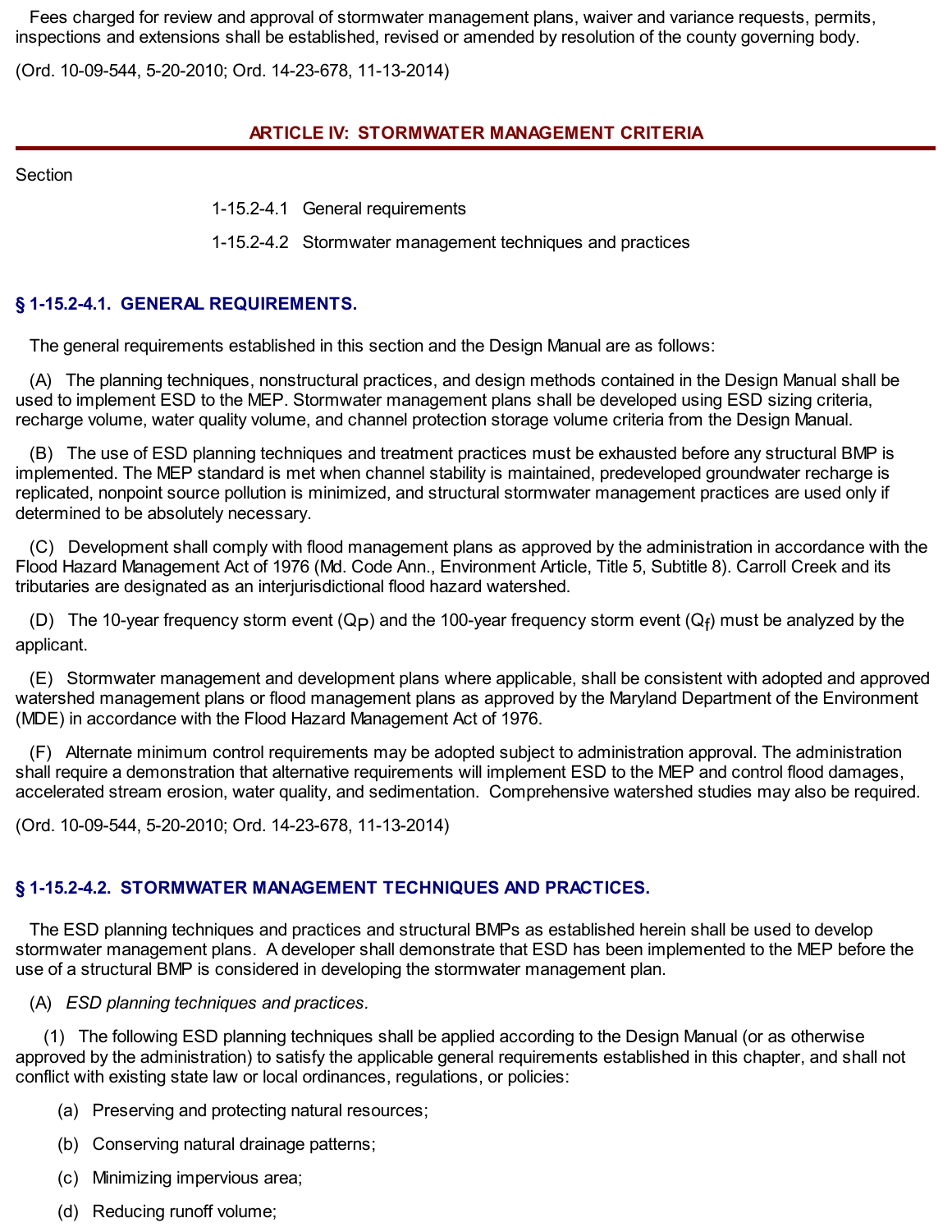Fees charged for review and approval of stormwater management plans, waiver and variance requests, permits, inspections and extensions shall be established, revised or amended by resolution of the county governing body.

(Ord. 10-09-544, 5-20-2010; Ord. 14-23-678, 11-13-2014)

## ARTICLE IV: STORMWATER MANAGEMENT CRITERIA

Section

1-15.2-4.1 General requirements

1-15.2-4.2 Stormwater management techniques and practices

### § 1-15.2-4.1. GENERAL REQUIREMENTS.

The general requirements established in this section and the Design Manual are as follows:

(A) The planning techniques, nonstructural practices, and design methods contained in the Design Manual shall be used to implement ESD to the MEP. Stormwater management plans shall be developed using ESD sizing criteria, recharge volume, water quality volume, and channel protection storage volume criteria from the Design Manual.

(B) The use of ESD planning techniques and treatment practices must be exhausted before any structural BMP is implemented. The MEP standard is met when channel stability is maintained, predeveloped groundwater recharge is replicated, nonpoint source pollution is minimized, and structural stormwater management practices are used only if determined to be absolutely necessary.

(C) Development shall comply with flood management plans as approved by the administration in accordance with the Flood Hazard Management Act of 1976 (Md. Code Ann., Environment Article, Title 5, Subtitle 8). Carroll Creek and its tributaries are designated as an interjurisdictional flood hazard watershed.

(D) The 10-year frequency storm event ($Q_P$) and the 100-year frequency storm event ($Q_f$) must be analyzed by the applicant.

(E) Stormwater management and development plans where applicable, shall be consistent with adopted and approved watershed management plans or flood management plans as approved by the Maryland Department of the Environment (MDE) in accordance with the Flood Hazard Management Act of 1976.

(F) Alternate minimum control requirements may be adopted subject to administration approval. The administration shall require a demonstration that alternative requirements will implement ESD to the MEP and control flood damages, accelerated stream erosion, water quality, and sedimentation. Comprehensive watershed studies may also be required.

(Ord. 10-09-544, 5-20-2010; Ord. 14-23-678, 11-13-2014)

### § 1-15.2-4.2. STORMWATER MANAGEMENT TECHNIQUES AND PRACTICES.

The ESD planning techniques and practices and structural BMPs as established herein shall be used to develop stormwater management plans. A developer shall demonstrate that ESD has been implemented to the MEP before the use of a structural BMP is considered in developing the stormwater management plan.

(A) *ESD planning techniques and practices.*

(1) The following ESD planning techniques shall be applied according to the Design Manual (or as otherwise approved by the administration) to satisfy the applicable general requirements established in this chapter, and shall not conflict with existing state law or local ordinances, regulations, or policies:

(a) Preserving and protecting natural resources;

(b) Conserving natural drainage patterns;

(c) Minimizing impervious area;

(d) Reducing runoff volume;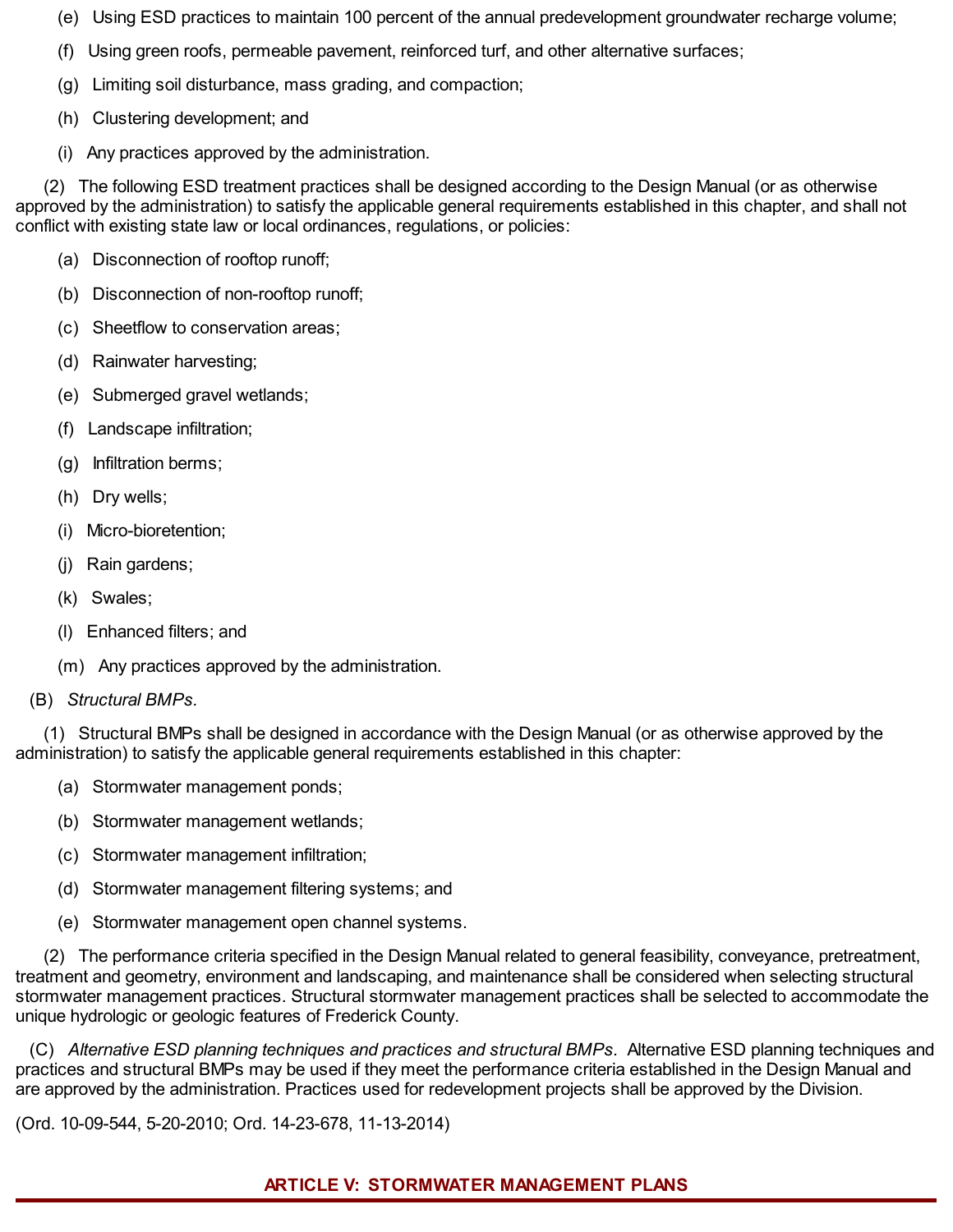(e) Using ESD practices to maintain 100 percent of the annual predevelopment groundwater recharge volume;

(f) Using green roofs, permeable pavement, reinforced turf, and other alternative surfaces;

(g) Limiting soil disturbance, mass grading, and compaction;

(h) Clustering development; and

(i) Any practices approved by the administration.

(2) The following ESD treatment practices shall be designed according to the Design Manual (or as otherwise approved by the administration) to satisfy the applicable general requirements established in this chapter, and shall not conflict with existing state law or local ordinances, regulations, or policies:

(a) Disconnection of rooftop runoff;

(b) Disconnection of non-rooftop runoff;

(c) Sheetflow to conservation areas;

(d) Rainwater harvesting;

(e) Submerged gravel wetlands;

(f) Landscape infiltration;

(g) Infiltration berms;

(h) Dry wells;

(i) Micro-bioretention;

(j) Rain gardens;

(k) Swales;

(l) Enhanced filters; and

(m) Any practices approved by the administration.

(B) *Structural BMPs.*

(1) Structural BMPs shall be designed in accordance with the Design Manual (or as otherwise approved by the administration) to satisfy the applicable general requirements established in this chapter:

(a) Stormwater management ponds;

(b) Stormwater management wetlands;

(c) Stormwater management infiltration;

(d) Stormwater management filtering systems; and

(e) Stormwater management open channel systems.

(2) The performance criteria specified in the Design Manual related to general feasibility, conveyance, pretreatment, treatment and geometry, environment and landscaping, and maintenance shall be considered when selecting structural stormwater management practices. Structural stormwater management practices shall be selected to accommodate the unique hydrologic or geologic features of Frederick County.

(C) *Alternative ESD planning techniques and practices and structural BMPs.* Alternative ESD planning techniques and practices and structural BMPs may be used if they meet the performance criteria established in the Design Manual and are approved by the administration. Practices used for redevelopment projects shall be approved by the Division.

(Ord. 10-09-544, 5-20-2010; Ord. 14-23-678, 11-13-2014)

## ARTICLE V: STORMWATER MANAGEMENT PLANS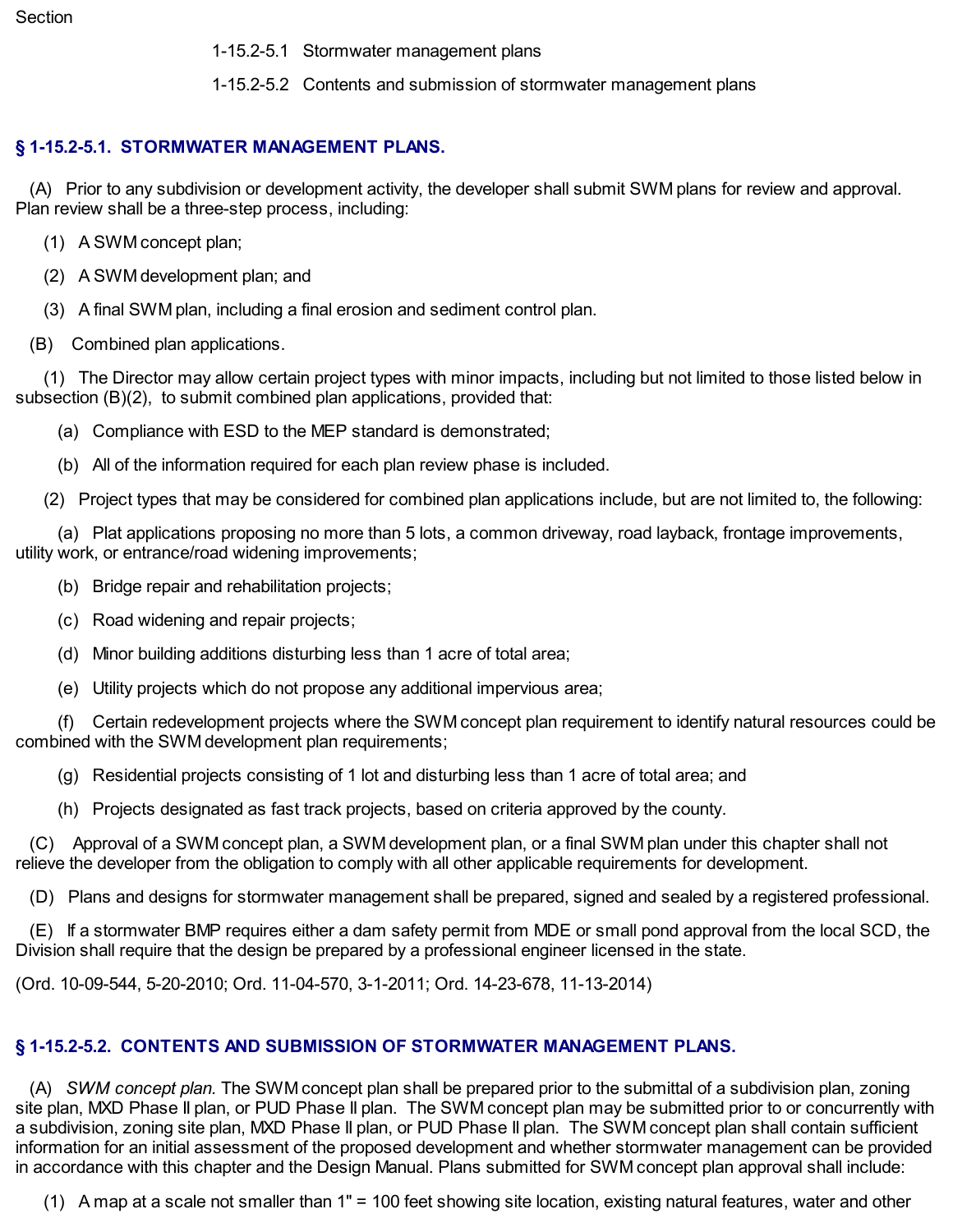Section

1-15.2-5.1 Stormwater management plans

1-15.2-5.2 Contents and submission of stormwater management plans

## § 1-15.2-5.1. STORMWATER MANAGEMENT PLANS.

(A) Prior to any subdivision or development activity, the developer shall submit SWM plans for review and approval. Plan review shall be a three-step process, including:

(1) A SWM concept plan;

(2) A SWM development plan; and

(3) A final SWM plan, including a final erosion and sediment control plan.

(B) Combined plan applications.

(1) The Director may allow certain project types with minor impacts, including but not limited to those listed below in subsection (B)(2), to submit combined plan applications, provided that:

(a) Compliance with ESD to the MEP standard is demonstrated;

(b) All of the information required for each plan review phase is included.

(2) Project types that may be considered for combined plan applications include, but are not limited to, the following:

(a) Plat applications proposing no more than 5 lots, a common driveway, road layback, frontage improvements, utility work, or entrance/road widening improvements;

(b) Bridge repair and rehabilitation projects;

(c) Road widening and repair projects;

(d) Minor building additions disturbing less than 1 acre of total area;

(e) Utility projects which do not propose any additional impervious area;

(f) Certain redevelopment projects where the SWM concept plan requirement to identify natural resources could be combined with the SWM development plan requirements;

(g) Residential projects consisting of 1 lot and disturbing less than 1 acre of total area; and

(h) Projects designated as fast track projects, based on criteria approved by the county.

(C) Approval of a SWM concept plan, a SWM development plan, or a final SWM plan under this chapter shall not relieve the developer from the obligation to comply with all other applicable requirements for development.

(D) Plans and designs for stormwater management shall be prepared, signed and sealed by a registered professional.

(E) If a stormwater BMP requires either a dam safety permit from MDE or small pond approval from the local SCD, the Division shall require that the design be prepared by a professional engineer licensed in the state.

(Ord. 10-09-544, 5-20-2010; Ord. 11-04-570, 3-1-2011; Ord. 14-23-678, 11-13-2014)

## § 1-15.2-5.2. CONTENTS AND SUBMISSION OF STORMWATER MANAGEMENT PLANS.

(A) *SWM concept plan.* The SWM concept plan shall be prepared prior to the submittal of a subdivision plan, zoning site plan, MXD Phase II plan, or PUD Phase II plan. The SWM concept plan may be submitted prior to or concurrently with a subdivision, zoning site plan, MXD Phase II plan, or PUD Phase II plan. The SWM concept plan shall contain sufficient information for an initial assessment of the proposed development and whether stormwater management can be provided in accordance with this chapter and the Design Manual. Plans submitted for SWM concept plan approval shall include:

(1) A map at a scale not smaller than 1" = 100 feet showing site location, existing natural features, water and other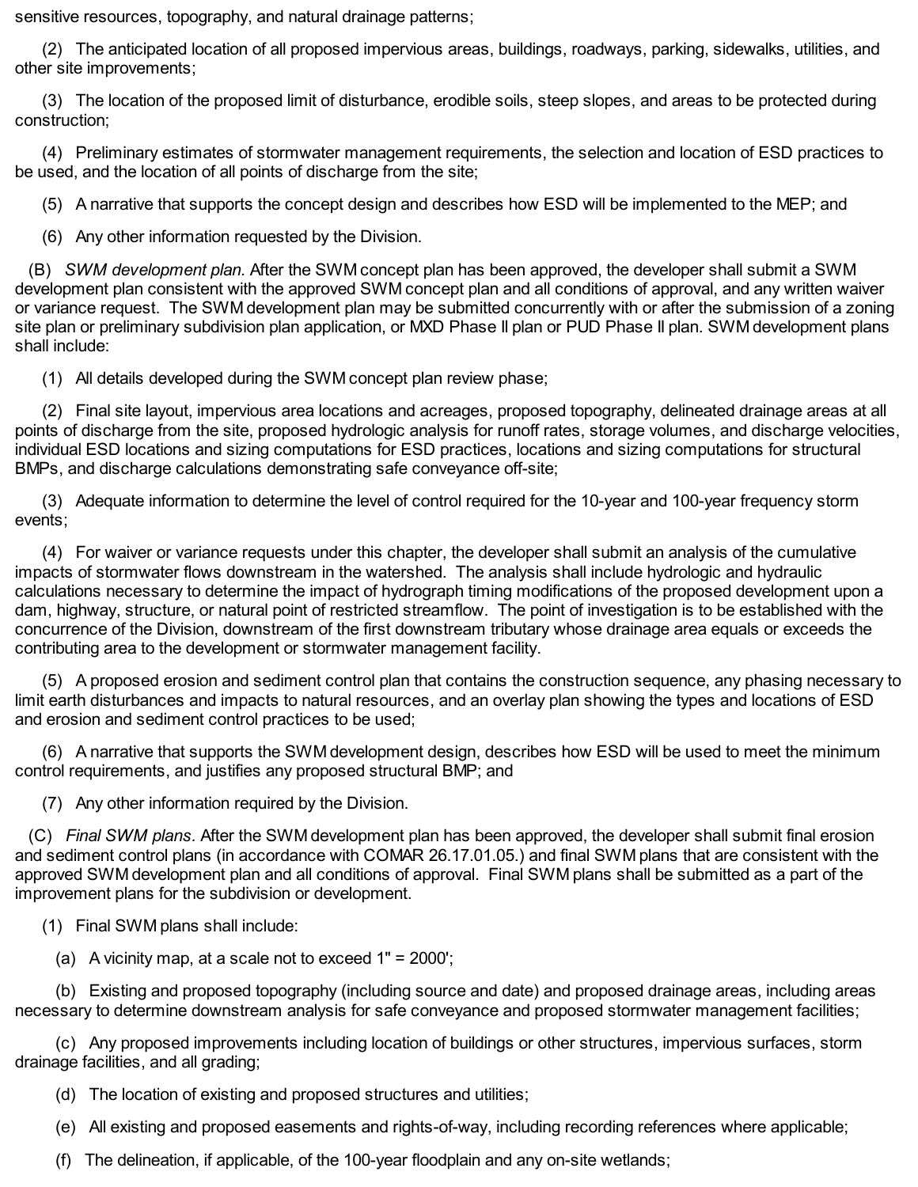sensitive resources, topography, and natural drainage patterns;

(2) The anticipated location of all proposed impervious areas, buildings, roadways, parking, sidewalks, utilities, and other site improvements;

(3) The location of the proposed limit of disturbance, erodible soils, steep slopes, and areas to be protected during construction;

(4) Preliminary estimates of stormwater management requirements, the selection and location of ESD practices to be used, and the location of all points of discharge from the site;

(5) A narrative that supports the concept design and describes how ESD will be implemented to the MEP; and

(6) Any other information requested by the Division.

(B) *SWM development plan.* After the SWM concept plan has been approved, the developer shall submit a SWM development plan consistent with the approved SWM concept plan and all conditions of approval, and any written waiver or variance request. The SWM development plan may be submitted concurrently with or after the submission of a zoning site plan or preliminary subdivision plan application, or MXD Phase II plan or PUD Phase II plan. SWM development plans shall include:

(1) All details developed during the SWM concept plan review phase;

(2) Final site layout, impervious area locations and acreages, proposed topography, delineated drainage areas at all points of discharge from the site, proposed hydrologic analysis for runoff rates, storage volumes, and discharge velocities, individual ESD locations and sizing computations for ESD practices, locations and sizing computations for structural BMPs, and discharge calculations demonstrating safe conveyance off-site;

(3) Adequate information to determine the level of control required for the 10-year and 100-year frequency storm events;

(4) For waiver or variance requests under this chapter, the developer shall submit an analysis of the cumulative impacts of stormwater flows downstream in the watershed. The analysis shall include hydrologic and hydraulic calculations necessary to determine the impact of hydrograph timing modifications of the proposed development upon a dam, highway, structure, or natural point of restricted streamflow. The point of investigation is to be established with the concurrence of the Division, downstream of the first downstream tributary whose drainage area equals or exceeds the contributing area to the development or stormwater management facility.

(5) A proposed erosion and sediment control plan that contains the construction sequence, any phasing necessary to limit earth disturbances and impacts to natural resources, and an overlay plan showing the types and locations of ESD and erosion and sediment control practices to be used;

(6) A narrative that supports the SWM development design, describes how ESD will be used to meet the minimum control requirements, and justifies any proposed structural BMP; and

(7) Any other information required by the Division.

(C) *Final SWM plans.* After the SWM development plan has been approved, the developer shall submit final erosion and sediment control plans (in accordance with COMAR 26.17.01.05.) and final SWM plans that are consistent with the approved SWM development plan and all conditions of approval. Final SWM plans shall be submitted as a part of the improvement plans for the subdivision or development.

(1) Final SWM plans shall include:

(a) A vicinity map, at a scale not to exceed 1" = 2000';

(b) Existing and proposed topography (including source and date) and proposed drainage areas, including areas necessary to determine downstream analysis for safe conveyance and proposed stormwater management facilities;

(c) Any proposed improvements including location of buildings or other structures, impervious surfaces, storm drainage facilities, and all grading;

(d) The location of existing and proposed structures and utilities;

(e) All existing and proposed easements and rights-of-way, including recording references where applicable;

(f) The delineation, if applicable, of the 100-year floodplain and any on-site wetlands;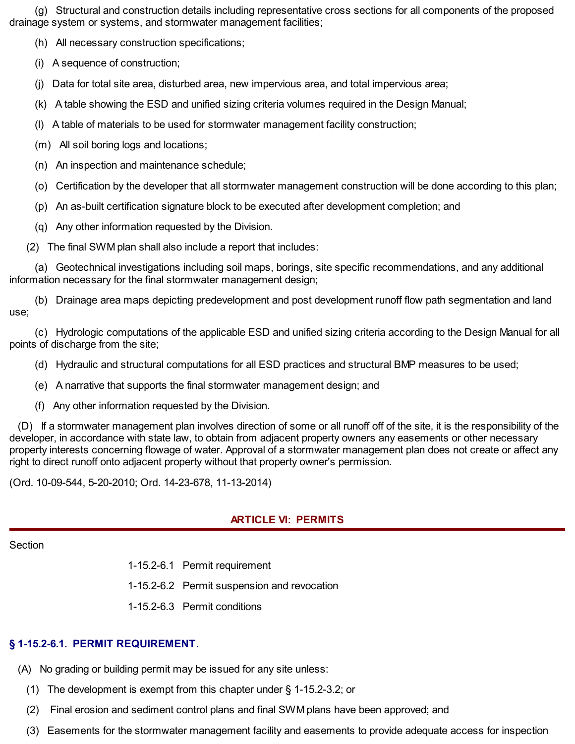(g) Structural and construction details including representative cross sections for all components of the proposed drainage system or systems, and stormwater management facilities;

(h) All necessary construction specifications;

(i) A sequence of construction;

(j) Data for total site area, disturbed area, new impervious area, and total impervious area;

(k) A table showing the ESD and unified sizing criteria volumes required in the Design Manual;

(l) A table of materials to be used for stormwater management facility construction;

(m) All soil boring logs and locations;

(n) An inspection and maintenance schedule;

(o) Certification by the developer that all stormwater management construction will be done according to this plan;

(p) An as-built certification signature block to be executed after development completion; and

(q) Any other information requested by the Division.

(2) The final SWM plan shall also include a report that includes:

(a) Geotechnical investigations including soil maps, borings, site specific recommendations, and any additional information necessary for the final stormwater management design;

(b) Drainage area maps depicting predevelopment and post development runoff flow path segmentation and land use;

(c) Hydrologic computations of the applicable ESD and unified sizing criteria according to the Design Manual for all points of discharge from the site;

(d) Hydraulic and structural computations for all ESD practices and structural BMP measures to be used;

(e) A narrative that supports the final stormwater management design; and

(f) Any other information requested by the Division.

(D) If a stormwater management plan involves direction of some or all runoff off of the site, it is the responsibility of the developer, in accordance with state law, to obtain from adjacent property owners any easements or other necessary property interests concerning flowage of water. Approval of a stormwater management plan does not create or affect any right to direct runoff onto adjacent property without that property owner's permission.

(Ord. 10-09-544, 5-20-2010; Ord. 14-23-678, 11-13-2014)

## ARTICLE VI: PERMITS

Section

1-15.2-6.1 Permit requirement

1-15.2-6.2 Permit suspension and revocation

1-15.2-6.3 Permit conditions

### § 1-15.2-6.1. PERMIT REQUIREMENT.

(A) No grading or building permit may be issued for any site unless:

(1) The development is exempt from this chapter under § 1-15.2-3.2; or

(2) Final erosion and sediment control plans and final SWM plans have been approved; and

(3) Easements for the stormwater management facility and easements to provide adequate access for inspection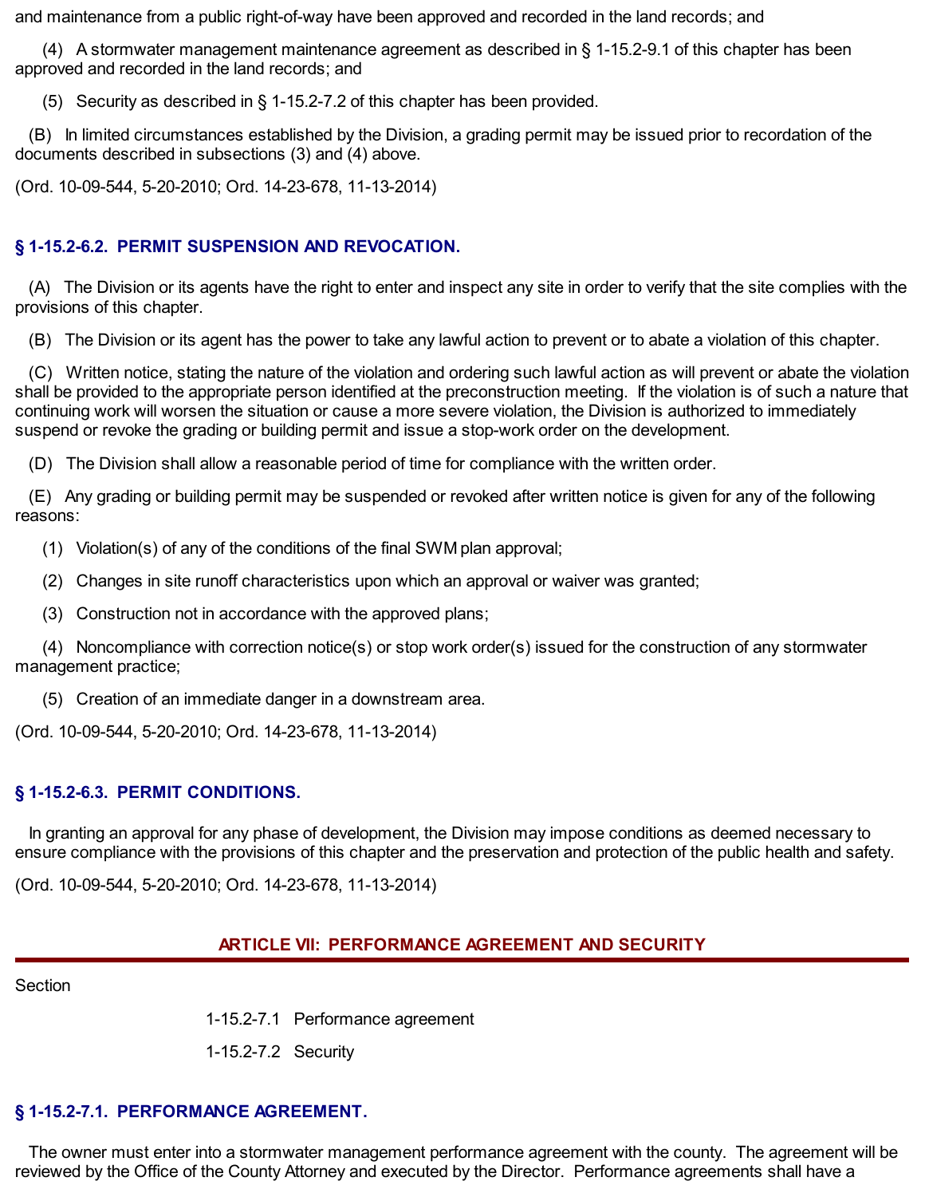and maintenance from a public right-of-way have been approved and recorded in the land records; and

(4) A stormwater management maintenance agreement as described in § 1-15.2-9.1 of this chapter has been approved and recorded in the land records; and

(5) Security as described in § 1-15.2-7.2 of this chapter has been provided.

(B) In limited circumstances established by the Division, a grading permit may be issued prior to recordation of the documents described in subsections (3) and (4) above.

(Ord. 10-09-544, 5-20-2010; Ord. 14-23-678, 11-13-2014)

### § 1-15.2-6.2. PERMIT SUSPENSION AND REVOCATION.

(A) The Division or its agents have the right to enter and inspect any site in order to verify that the site complies with the provisions of this chapter.

(B) The Division or its agent has the power to take any lawful action to prevent or to abate a violation of this chapter.

(C) Written notice, stating the nature of the violation and ordering such lawful action as will prevent or abate the violation shall be provided to the appropriate person identified at the preconstruction meeting. If the violation is of such a nature that continuing work will worsen the situation or cause a more severe violation, the Division is authorized to immediately suspend or revoke the grading or building permit and issue a stop-work order on the development.

(D) The Division shall allow a reasonable period of time for compliance with the written order.

(E) Any grading or building permit may be suspended or revoked after written notice is given for any of the following reasons:

(1) Violation(s) of any of the conditions of the final SWM plan approval;

(2) Changes in site runoff characteristics upon which an approval or waiver was granted;

(3) Construction not in accordance with the approved plans;

(4) Noncompliance with correction notice(s) or stop work order(s) issued for the construction of any stormwater management practice;

(5) Creation of an immediate danger in a downstream area.

(Ord. 10-09-544, 5-20-2010; Ord. 14-23-678, 11-13-2014)

### § 1-15.2-6.3. PERMIT CONDITIONS.

In granting an approval for any phase of development, the Division may impose conditions as deemed necessary to ensure compliance with the provisions of this chapter and the preservation and protection of the public health and safety.

(Ord. 10-09-544, 5-20-2010; Ord. 14-23-678, 11-13-2014)

## ARTICLE VII: PERFORMANCE AGREEMENT AND SECURITY

Section

1-15.2-7.1 Performance agreement

1-15.2-7.2 Security

### § 1-15.2-7.1. PERFORMANCE AGREEMENT.

The owner must enter into a stormwater management performance agreement with the county. The agreement will be reviewed by the Office of the County Attorney and executed by the Director. Performance agreements shall have a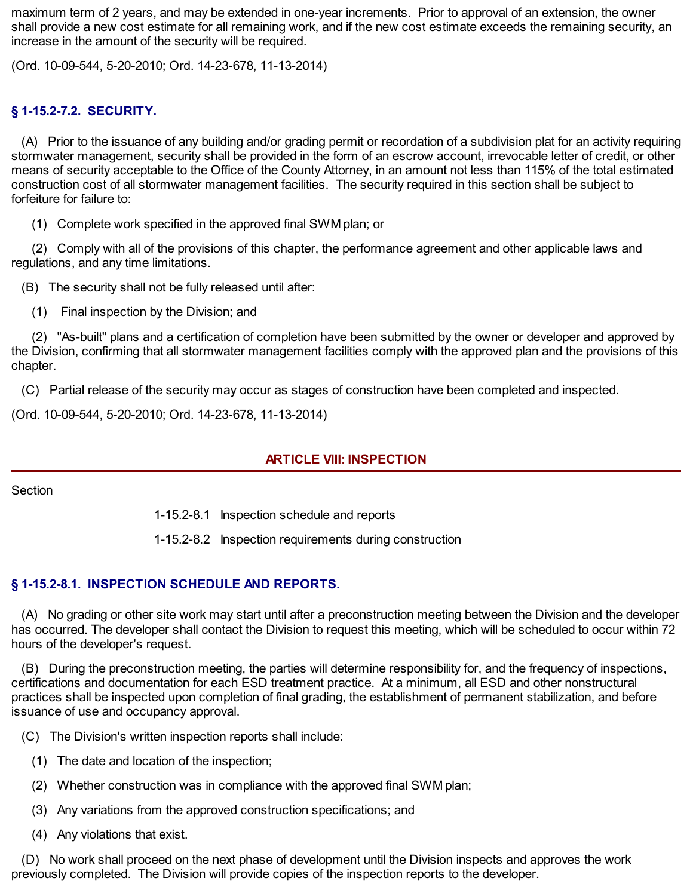maximum term of 2 years, and may be extended in one-year increments. Prior to approval of an extension, the owner shall provide a new cost estimate for all remaining work, and if the new cost estimate exceeds the remaining security, an increase in the amount of the security will be required.

(Ord. 10-09-544, 5-20-2010; Ord. 14-23-678, 11-13-2014)

### § 1-15.2-7.2. SECURITY.

(A) Prior to the issuance of any building and/or grading permit or recordation of a subdivision plat for an activity requiring stormwater management, security shall be provided in the form of an escrow account, irrevocable letter of credit, or other means of security acceptable to the Office of the County Attorney, in an amount not less than 115% of the total estimated construction cost of all stormwater management facilities. The security required in this section shall be subject to forfeiture for failure to:

(1) Complete work specified in the approved final SWM plan; or

(2) Comply with all of the provisions of this chapter, the performance agreement and other applicable laws and regulations, and any time limitations.

(B) The security shall not be fully released until after:

(1) Final inspection by the Division; and

(2) "As-built" plans and a certification of completion have been submitted by the owner or developer and approved by the Division, confirming that all stormwater management facilities comply with the approved plan and the provisions of this chapter.

(C) Partial release of the security may occur as stages of construction have been completed and inspected.

(Ord. 10-09-544, 5-20-2010; Ord. 14-23-678, 11-13-2014)

## ARTICLE VIII: INSPECTION

Section

1-15.2-8.1 Inspection schedule and reports

1-15.2-8.2 Inspection requirements during construction

### § 1-15.2-8.1. INSPECTION SCHEDULE AND REPORTS.

(A) No grading or other site work may start until after a preconstruction meeting between the Division and the developer has occurred. The developer shall contact the Division to request this meeting, which will be scheduled to occur within 72 hours of the developer's request.

(B) During the preconstruction meeting, the parties will determine responsibility for, and the frequency of inspections, certifications and documentation for each ESD treatment practice. At a minimum, all ESD and other nonstructural practices shall be inspected upon completion of final grading, the establishment of permanent stabilization, and before issuance of use and occupancy approval.

(C) The Division's written inspection reports shall include:

(1) The date and location of the inspection;

(2) Whether construction was in compliance with the approved final SWM plan;

(3) Any variations from the approved construction specifications; and

(4) Any violations that exist.

(D) No work shall proceed on the next phase of development until the Division inspects and approves the work previously completed. The Division will provide copies of the inspection reports to the developer.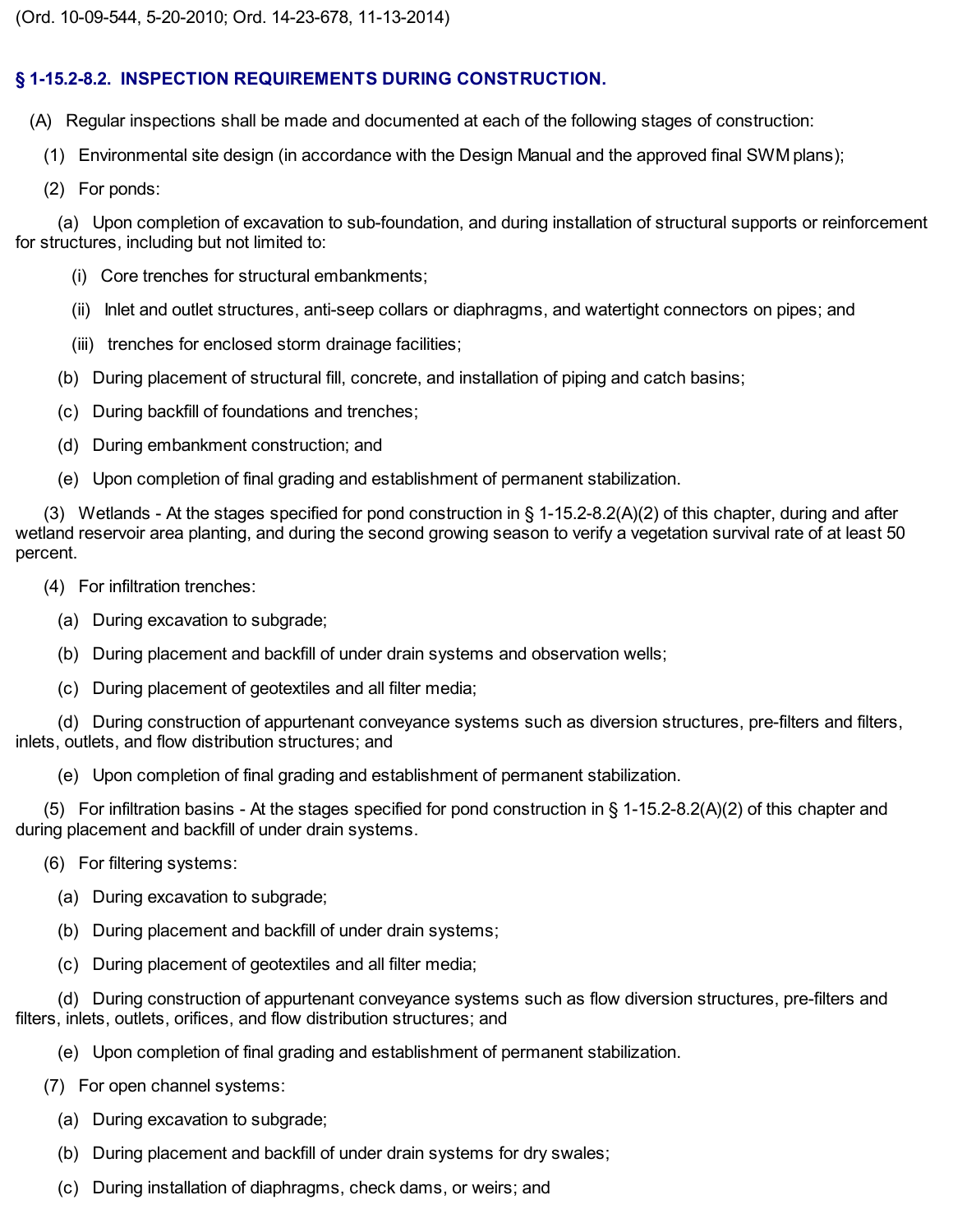(Ord. 10-09-544, 5-20-2010; Ord. 14-23-678, 11-13-2014)

## § 1-15.2-8.2. INSPECTION REQUIREMENTS DURING CONSTRUCTION.

(A) Regular inspections shall be made and documented at each of the following stages of construction:

(1) Environmental site design (in accordance with the Design Manual and the approved final SWM plans);

(2) For ponds:

(a) Upon completion of excavation to sub-foundation, and during installation of structural supports or reinforcement for structures, including but not limited to:

(i) Core trenches for structural embankments;

(ii) Inlet and outlet structures, anti-seep collars or diaphragms, and watertight connectors on pipes; and

(iii) trenches for enclosed storm drainage facilities;

(b) During placement of structural fill, concrete, and installation of piping and catch basins;

(c) During backfill of foundations and trenches;

(d) During embankment construction; and

(e) Upon completion of final grading and establishment of permanent stabilization.

(3) Wetlands - At the stages specified for pond construction in § 1-15.2-8.2(A)(2) of this chapter, during and after wetland reservoir area planting, and during the second growing season to verify a vegetation survival rate of at least 50 percent.

(4) For infiltration trenches:

(a) During excavation to subgrade;

(b) During placement and backfill of under drain systems and observation wells;

(c) During placement of geotextiles and all filter media;

(d) During construction of appurtenant conveyance systems such as diversion structures, pre-filters and filters, inlets, outlets, and flow distribution structures; and

(e) Upon completion of final grading and establishment of permanent stabilization.

(5) For infiltration basins - At the stages specified for pond construction in § 1-15.2-8.2(A)(2) of this chapter and during placement and backfill of under drain systems.

(6) For filtering systems:

(a) During excavation to subgrade;

(b) During placement and backfill of under drain systems;

(c) During placement of geotextiles and all filter media;

(d) During construction of appurtenant conveyance systems such as flow diversion structures, pre-filters and filters, inlets, outlets, orifices, and flow distribution structures; and

(e) Upon completion of final grading and establishment of permanent stabilization.

(7) For open channel systems:

(a) During excavation to subgrade;

(b) During placement and backfill of under drain systems for dry swales;

(c) During installation of diaphragms, check dams, or weirs; and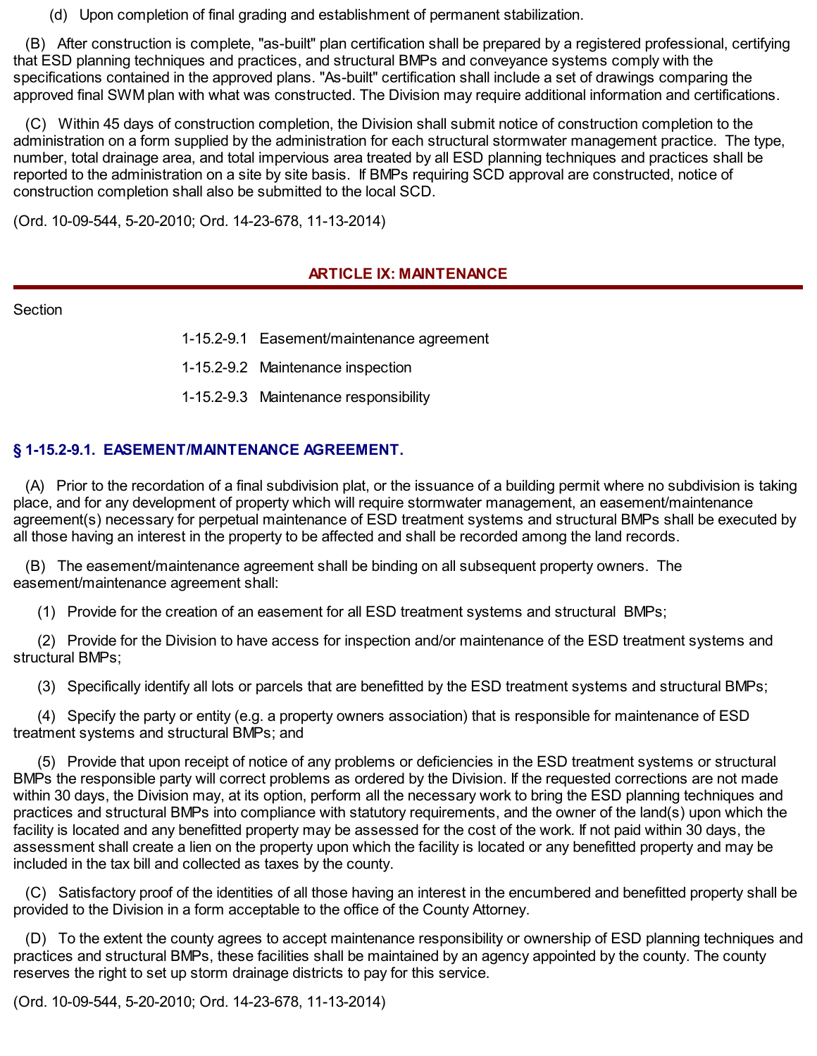(d) Upon completion of final grading and establishment of permanent stabilization.

(B) After construction is complete, "as-built" plan certification shall be prepared by a registered professional, certifying that ESD planning techniques and practices, and structural BMPs and conveyance systems comply with the specifications contained in the approved plans. "As-built" certification shall include a set of drawings comparing the approved final SWM plan with what was constructed. The Division may require additional information and certifications.

(C) Within 45 days of construction completion, the Division shall submit notice of construction completion to the administration on a form supplied by the administration for each structural stormwater management practice. The type, number, total drainage area, and total impervious area treated by all ESD planning techniques and practices shall be reported to the administration on a site by site basis. If BMPs requiring SCD approval are constructed, notice of construction completion shall also be submitted to the local SCD.

(Ord. 10-09-544, 5-20-2010; Ord. 14-23-678, 11-13-2014)

## ARTICLE IX: MAINTENANCE

Section

1-15.2-9.1 Easement/maintenance agreement

1-15.2-9.2 Maintenance inspection

1-15.2-9.3 Maintenance responsibility

### § 1-15.2-9.1. EASEMENT/MAINTENANCE AGREEMENT.

(A) Prior to the recordation of a final subdivision plat, or the issuance of a building permit where no subdivision is taking place, and for any development of property which will require stormwater management, an easement/maintenance agreement(s) necessary for perpetual maintenance of ESD treatment systems and structural BMPs shall be executed by all those having an interest in the property to be affected and shall be recorded among the land records.

(B) The easement/maintenance agreement shall be binding on all subsequent property owners. The easement/maintenance agreement shall:

(1) Provide for the creation of an easement for all ESD treatment systems and structural BMPs;

(2) Provide for the Division to have access for inspection and/or maintenance of the ESD treatment systems and structural BMPs;

(3) Specifically identify all lots or parcels that are benefitted by the ESD treatment systems and structural BMPs;

(4) Specify the party or entity (e.g. a property owners association) that is responsible for maintenance of ESD treatment systems and structural BMPs; and

(5) Provide that upon receipt of notice of any problems or deficiencies in the ESD treatment systems or structural BMPs the responsible party will correct problems as ordered by the Division. If the requested corrections are not made within 30 days, the Division may, at its option, perform all the necessary work to bring the ESD planning techniques and practices and structural BMPs into compliance with statutory requirements, and the owner of the land(s) upon which the facility is located and any benefitted property may be assessed for the cost of the work. If not paid within 30 days, the assessment shall create a lien on the property upon which the facility is located or any benefitted property and may be included in the tax bill and collected as taxes by the county.

(C) Satisfactory proof of the identities of all those having an interest in the encumbered and benefitted property shall be provided to the Division in a form acceptable to the office of the County Attorney.

(D) To the extent the county agrees to accept maintenance responsibility or ownership of ESD planning techniques and practices and structural BMPs, these facilities shall be maintained by an agency appointed by the county. The county reserves the right to set up storm drainage districts to pay for this service.

(Ord. 10-09-544, 5-20-2010; Ord. 14-23-678, 11-13-2014)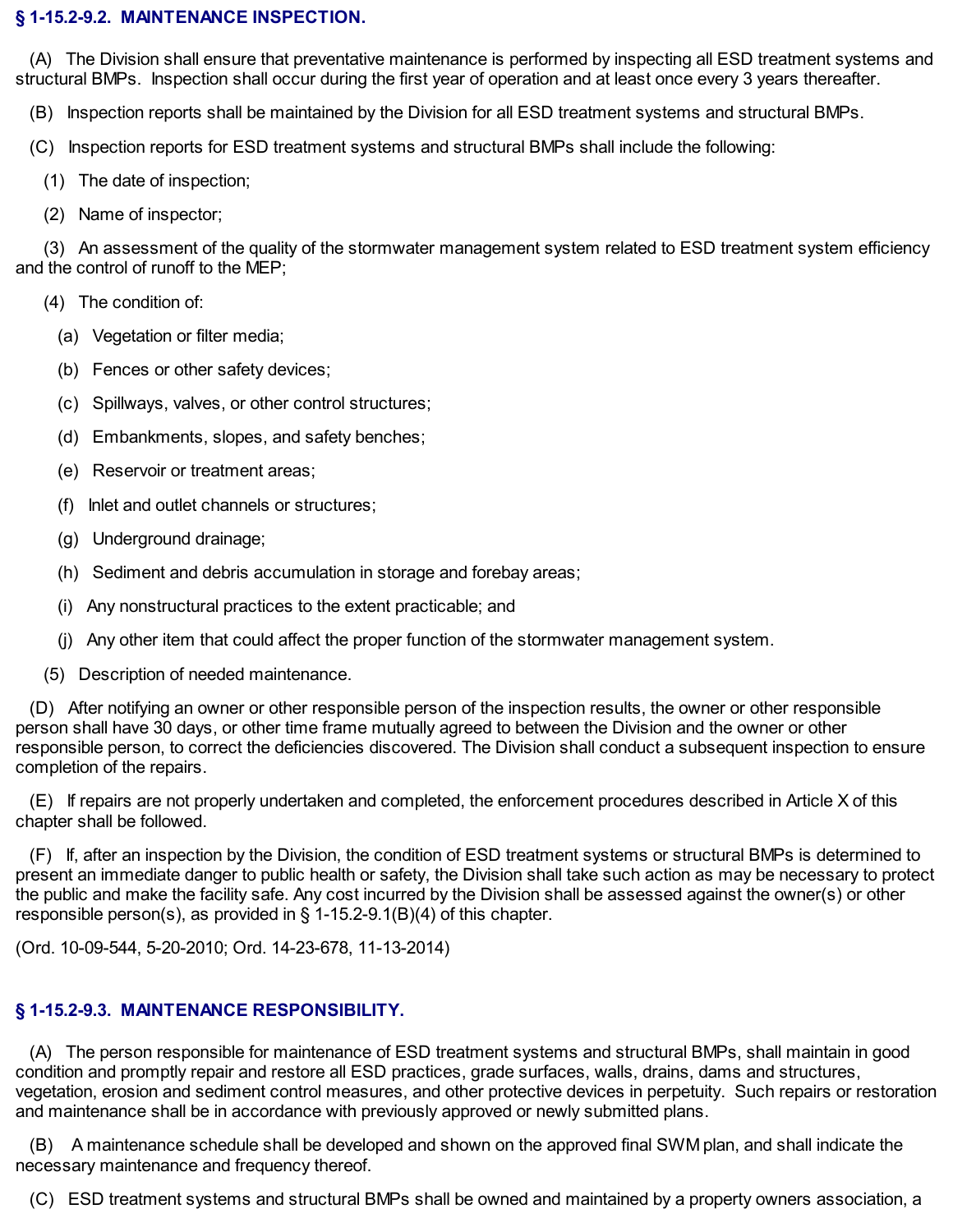### § 1-15.2-9.2. MAINTENANCE INSPECTION.

(A) The Division shall ensure that preventative maintenance is performed by inspecting all ESD treatment systems and structural BMPs. Inspection shall occur during the first year of operation and at least once every 3 years thereafter.

(B) Inspection reports shall be maintained by the Division for all ESD treatment systems and structural BMPs.

(C) Inspection reports for ESD treatment systems and structural BMPs shall include the following:

(1) The date of inspection;

(2) Name of inspector;

(3) An assessment of the quality of the stormwater management system related to ESD treatment system efficiency and the control of runoff to the MEP;

(4) The condition of:

(a) Vegetation or filter media;

(b) Fences or other safety devices;

(c) Spillways, valves, or other control structures;

(d) Embankments, slopes, and safety benches;

(e) Reservoir or treatment areas;

(f) Inlet and outlet channels or structures;

(g) Underground drainage;

(h) Sediment and debris accumulation in storage and forebay areas;

(i) Any nonstructural practices to the extent practicable; and

(j) Any other item that could affect the proper function of the stormwater management system.

(5) Description of needed maintenance.

(D) After notifying an owner or other responsible person of the inspection results, the owner or other responsible person shall have 30 days, or other time frame mutually agreed to between the Division and the owner or other responsible person, to correct the deficiencies discovered. The Division shall conduct a subsequent inspection to ensure completion of the repairs.

(E) If repairs are not properly undertaken and completed, the enforcement procedures described in Article X of this chapter shall be followed.

(F) If, after an inspection by the Division, the condition of ESD treatment systems or structural BMPs is determined to present an immediate danger to public health or safety, the Division shall take such action as may be necessary to protect the public and make the facility safe. Any cost incurred by the Division shall be assessed against the owner(s) or other responsible person(s), as provided in § 1-15.2-9.1(B)(4) of this chapter.

(Ord. 10-09-544, 5-20-2010; Ord. 14-23-678, 11-13-2014)

### § 1-15.2-9.3. MAINTENANCE RESPONSIBILITY.

(A) The person responsible for maintenance of ESD treatment systems and structural BMPs, shall maintain in good condition and promptly repair and restore all ESD practices, grade surfaces, walls, drains, dams and structures, vegetation, erosion and sediment control measures, and other protective devices in perpetuity. Such repairs or restoration and maintenance shall be in accordance with previously approved or newly submitted plans.

(B) A maintenance schedule shall be developed and shown on the approved final SWM plan, and shall indicate the necessary maintenance and frequency thereof.

(C) ESD treatment systems and structural BMPs shall be owned and maintained by a property owners association, a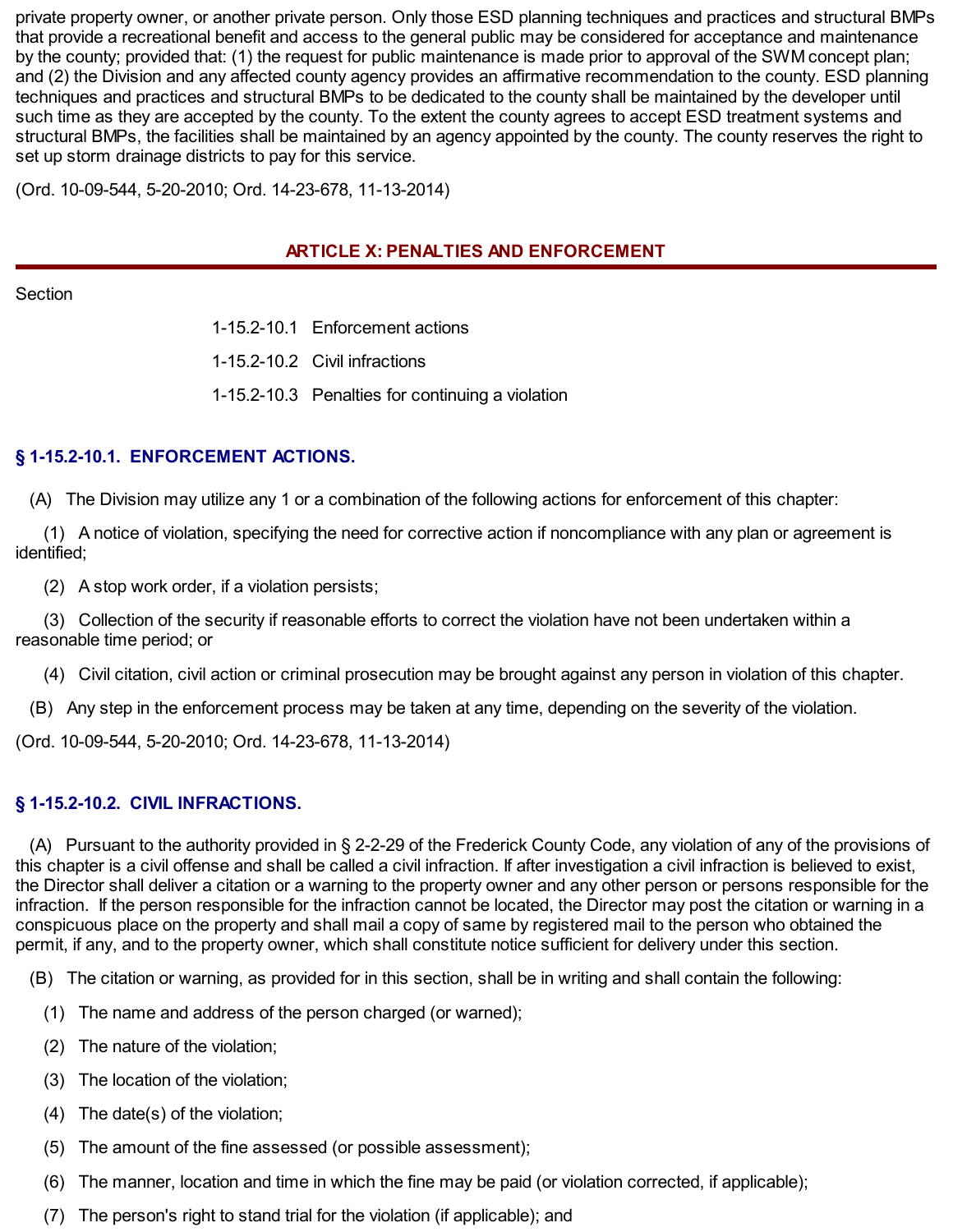private property owner, or another private person. Only those ESD planning techniques and practices and structural BMPs that provide a recreational benefit and access to the general public may be considered for acceptance and maintenance by the county; provided that: (1) the request for public maintenance is made prior to approval of the SWM concept plan; and (2) the Division and any affected county agency provides an affirmative recommendation to the county. ESD planning techniques and practices and structural BMPs to be dedicated to the county shall be maintained by the developer until such time as they are accepted by the county. To the extent the county agrees to accept ESD treatment systems and structural BMPs, the facilities shall be maintained by an agency appointed by the county. The county reserves the right to set up storm drainage districts to pay for this service.

(Ord. 10-09-544, 5-20-2010; Ord. 14-23-678, 11-13-2014)

## ARTICLE X: PENALTIES AND ENFORCEMENT

Section

1-15.2-10.1 Enforcement actions

1-15.2-10.2 Civil infractions

1-15.2-10.3 Penalties for continuing a violation

### § 1-15.2-10.1. ENFORCEMENT ACTIONS.

(A) The Division may utilize any 1 or a combination of the following actions for enforcement of this chapter:

(1) A notice of violation, specifying the need for corrective action if noncompliance with any plan or agreement is identified;

(2) A stop work order, if a violation persists;

(3) Collection of the security if reasonable efforts to correct the violation have not been undertaken within a reasonable time period; or

(4) Civil citation, civil action or criminal prosecution may be brought against any person in violation of this chapter.

(B) Any step in the enforcement process may be taken at any time, depending on the severity of the violation.

(Ord. 10-09-544, 5-20-2010; Ord. 14-23-678, 11-13-2014)

### § 1-15.2-10.2. CIVIL INFRACTIONS.

(A) Pursuant to the authority provided in § 2-2-29 of the Frederick County Code, any violation of any of the provisions of this chapter is a civil offense and shall be called a civil infraction. If after investigation a civil infraction is believed to exist, the Director shall deliver a citation or a warning to the property owner and any other person or persons responsible for the infraction. If the person responsible for the infraction cannot be located, the Director may post the citation or warning in a conspicuous place on the property and shall mail a copy of same by registered mail to the person who obtained the permit, if any, and to the property owner, which shall constitute notice sufficient for delivery under this section.

(B) The citation or warning, as provided for in this section, shall be in writing and shall contain the following:

(1) The name and address of the person charged (or warned);

(2) The nature of the violation;

(3) The location of the violation;

(4) The date(s) of the violation;

(5) The amount of the fine assessed (or possible assessment);

(6) The manner, location and time in which the fine may be paid (or violation corrected, if applicable);

(7) The person's right to stand trial for the violation (if applicable); and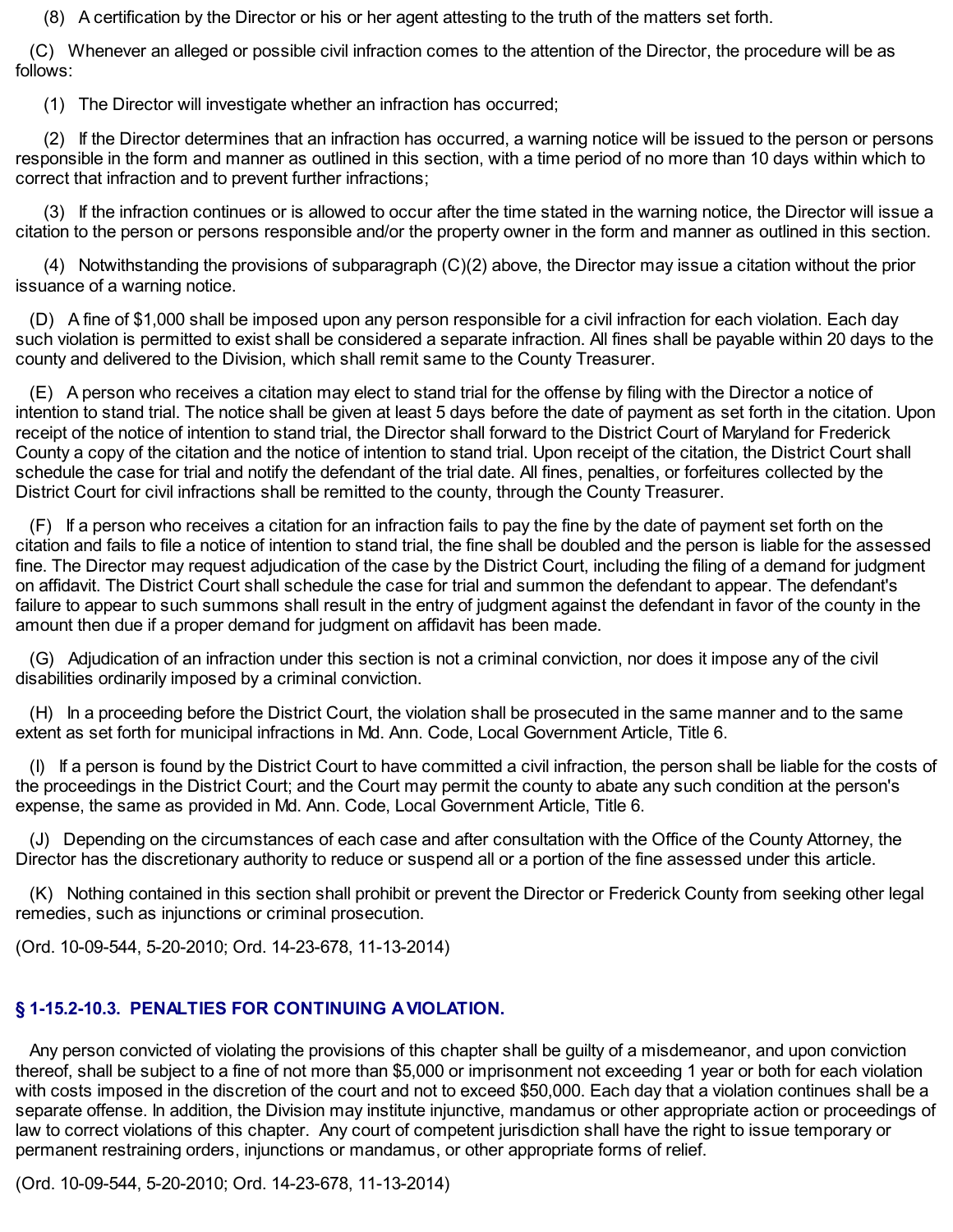(8) A certification by the Director or his or her agent attesting to the truth of the matters set forth.

(C) Whenever an alleged or possible civil infraction comes to the attention of the Director, the procedure will be as follows:

(1) The Director will investigate whether an infraction has occurred;

(2) If the Director determines that an infraction has occurred, a warning notice will be issued to the person or persons responsible in the form and manner as outlined in this section, with a time period of no more than 10 days within which to correct that infraction and to prevent further infractions;

(3) If the infraction continues or is allowed to occur after the time stated in the warning notice, the Director will issue a citation to the person or persons responsible and/or the property owner in the form and manner as outlined in this section.

(4) Notwithstanding the provisions of subparagraph (C)(2) above, the Director may issue a citation without the prior issuance of a warning notice.

(D) A fine of $1,000 shall be imposed upon any person responsible for a civil infraction for each violation. Each day such violation is permitted to exist shall be considered a separate infraction. All fines shall be payable within 20 days to the county and delivered to the Division, which shall remit same to the County Treasurer.

(E) A person who receives a citation may elect to stand trial for the offense by filing with the Director a notice of intention to stand trial. The notice shall be given at least 5 days before the date of payment as set forth in the citation. Upon receipt of the notice of intention to stand trial, the Director shall forward to the District Court of Maryland for Frederick County a copy of the citation and the notice of intention to stand trial. Upon receipt of the citation, the District Court shall schedule the case for trial and notify the defendant of the trial date. All fines, penalties, or forfeitures collected by the District Court for civil infractions shall be remitted to the county, through the County Treasurer.

(F) If a person who receives a citation for an infraction fails to pay the fine by the date of payment set forth on the citation and fails to file a notice of intention to stand trial, the fine shall be doubled and the person is liable for the assessed fine. The Director may request adjudication of the case by the District Court, including the filing of a demand for judgment on affidavit. The District Court shall schedule the case for trial and summon the defendant to appear. The defendant's failure to appear to such summons shall result in the entry of judgment against the defendant in favor of the county in the amount then due if a proper demand for judgment on affidavit has been made.

(G) Adjudication of an infraction under this section is not a criminal conviction, nor does it impose any of the civil disabilities ordinarily imposed by a criminal conviction.

(H) In a proceeding before the District Court, the violation shall be prosecuted in the same manner and to the same extent as set forth for municipal infractions in Md. Ann. Code, Local Government Article, Title 6.

(I) If a person is found by the District Court to have committed a civil infraction, the person shall be liable for the costs of the proceedings in the District Court; and the Court may permit the county to abate any such condition at the person's expense, the same as provided in Md. Ann. Code, Local Government Article, Title 6.

(J) Depending on the circumstances of each case and after consultation with the Office of the County Attorney, the Director has the discretionary authority to reduce or suspend all or a portion of the fine assessed under this article.

(K) Nothing contained in this section shall prohibit or prevent the Director or Frederick County from seeking other legal remedies, such as injunctions or criminal prosecution.

(Ord. 10-09-544, 5-20-2010; Ord. 14-23-678, 11-13-2014)

## § 1-15.2-10.3. PENALTIES FOR CONTINUING A VIOLATION.

Any person convicted of violating the provisions of this chapter shall be guilty of a misdemeanor, and upon conviction thereof, shall be subject to a fine of not more than $5,000 or imprisonment not exceeding 1 year or both for each violation with costs imposed in the discretion of the court and not to exceed $50,000. Each day that a violation continues shall be a separate offense. In addition, the Division may institute injunctive, mandamus or other appropriate action or proceedings of law to correct violations of this chapter. Any court of competent jurisdiction shall have the right to issue temporary or permanent restraining orders, injunctions or mandamus, or other appropriate forms of relief.

(Ord. 10-09-544, 5-20-2010; Ord. 14-23-678, 11-13-2014)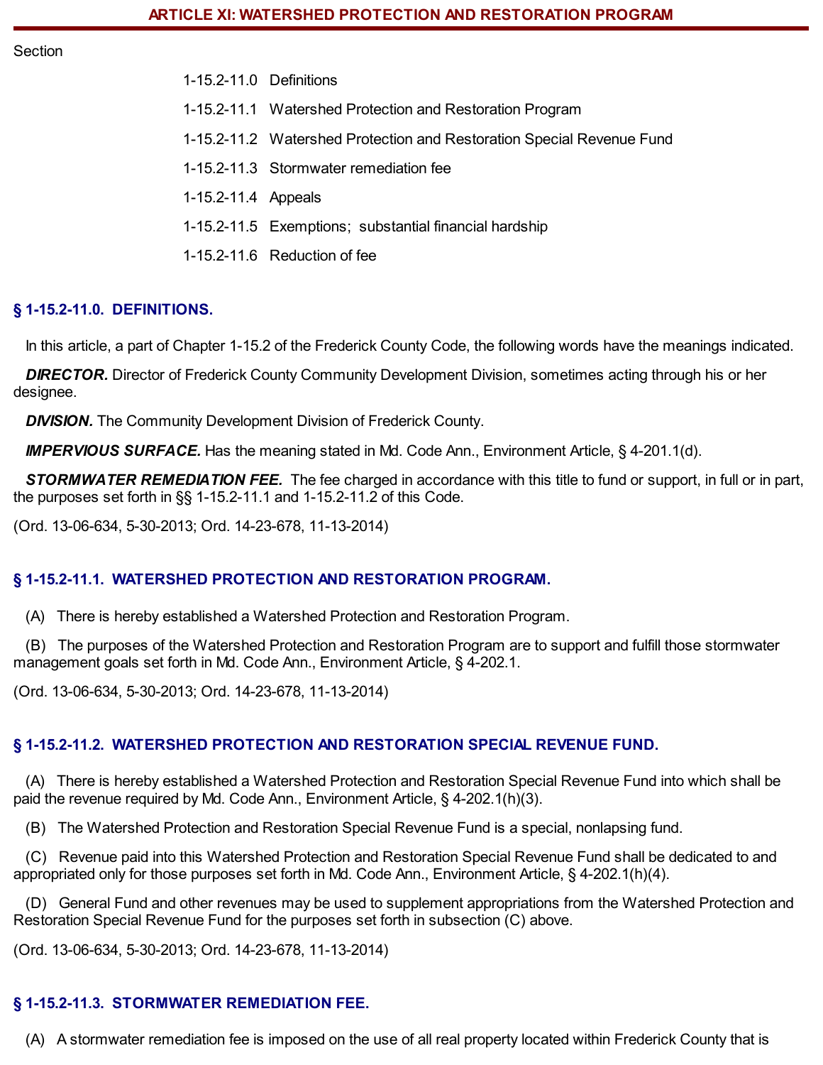# ARTICLE XI: WATERSHED PROTECTION AND RESTORATION PROGRAM

Section

- 1-15.2-11.0 Definitions
- 1-15.2-11.1 Watershed Protection and Restoration Program
- 1-15.2-11.2 Watershed Protection and Restoration Special Revenue Fund
- 1-15.2-11.3 Stormwater remediation fee
- 1-15.2-11.4 Appeals
- 1-15.2-11.5 Exemptions; substantial financial hardship
- 1-15.2-11.6 Reduction of fee

## § 1-15.2-11.0. DEFINITIONS.

In this article, a part of Chapter 1-15.2 of the Frederick County Code, the following words have the meanings indicated.

***DIRECTOR.*** Director of Frederick County Community Development Division, sometimes acting through his or her designee.

***DIVISION.*** The Community Development Division of Frederick County.

***IMPERVIOUS SURFACE.*** Has the meaning stated in Md. Code Ann., Environment Article, § 4-201.1(d).

***STORMWATER REMEDIATION FEE.*** The fee charged in accordance with this title to fund or support, in full or in part, the purposes set forth in §§ 1-15.2-11.1 and 1-15.2-11.2 of this Code.

(Ord. 13-06-634, 5-30-2013; Ord. 14-23-678, 11-13-2014)

## § 1-15.2-11.1. WATERSHED PROTECTION AND RESTORATION PROGRAM.

(A) There is hereby established a Watershed Protection and Restoration Program.

(B) The purposes of the Watershed Protection and Restoration Program are to support and fulfill those stormwater management goals set forth in Md. Code Ann., Environment Article, § 4-202.1.

(Ord. 13-06-634, 5-30-2013; Ord. 14-23-678, 11-13-2014)

## § 1-15.2-11.2. WATERSHED PROTECTION AND RESTORATION SPECIAL REVENUE FUND.

(A) There is hereby established a Watershed Protection and Restoration Special Revenue Fund into which shall be paid the revenue required by Md. Code Ann., Environment Article, § 4-202.1(h)(3).

(B) The Watershed Protection and Restoration Special Revenue Fund is a special, nonlapsing fund.

(C) Revenue paid into this Watershed Protection and Restoration Special Revenue Fund shall be dedicated to and appropriated only for those purposes set forth in Md. Code Ann., Environment Article, § 4-202.1(h)(4).

(D) General Fund and other revenues may be used to supplement appropriations from the Watershed Protection and Restoration Special Revenue Fund for the purposes set forth in subsection (C) above.

(Ord. 13-06-634, 5-30-2013; Ord. 14-23-678, 11-13-2014)

## § 1-15.2-11.3. STORMWATER REMEDIATION FEE.

(A) A stormwater remediation fee is imposed on the use of all real property located within Frederick County that is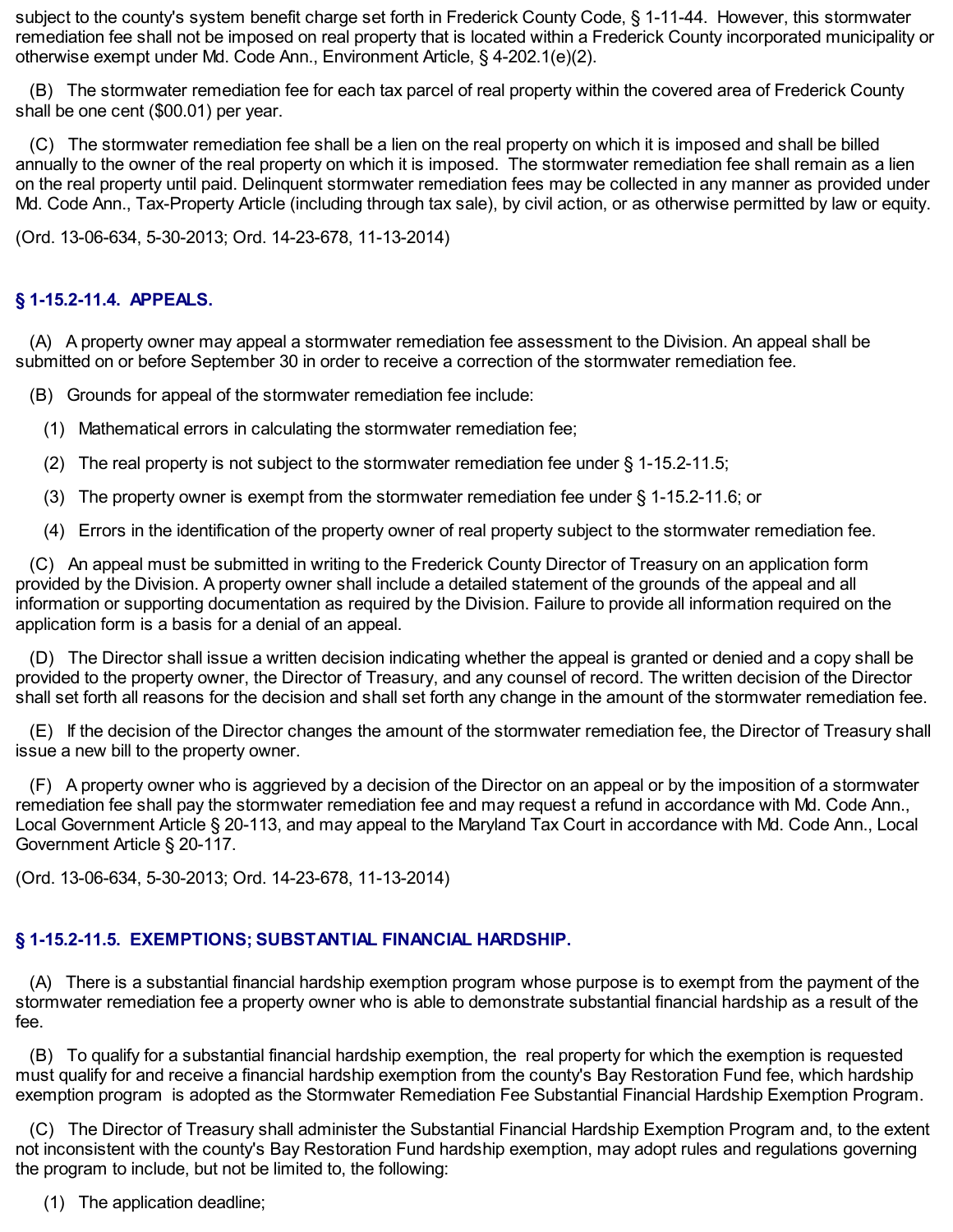subject to the county's system benefit charge set forth in Frederick County Code, § 1-11-44. However, this stormwater remediation fee shall not be imposed on real property that is located within a Frederick County incorporated municipality or otherwise exempt under Md. Code Ann., Environment Article, § 4-202.1(e)(2).

(B) The stormwater remediation fee for each tax parcel of real property within the covered area of Frederick County shall be one cent ($00.01) per year.

(C) The stormwater remediation fee shall be a lien on the real property on which it is imposed and shall be billed annually to the owner of the real property on which it is imposed. The stormwater remediation fee shall remain as a lien on the real property until paid. Delinquent stormwater remediation fees may be collected in any manner as provided under Md. Code Ann., Tax-Property Article (including through tax sale), by civil action, or as otherwise permitted by law or equity.

(Ord. 13-06-634, 5-30-2013; Ord. 14-23-678, 11-13-2014)

### § 1-15.2-11.4. APPEALS.

(A) A property owner may appeal a stormwater remediation fee assessment to the Division. An appeal shall be submitted on or before September 30 in order to receive a correction of the stormwater remediation fee.

(B) Grounds for appeal of the stormwater remediation fee include:

(1) Mathematical errors in calculating the stormwater remediation fee;

(2) The real property is not subject to the stormwater remediation fee under § 1-15.2-11.5;

(3) The property owner is exempt from the stormwater remediation fee under § 1-15.2-11.6; or

(4) Errors in the identification of the property owner of real property subject to the stormwater remediation fee.

(C) An appeal must be submitted in writing to the Frederick County Director of Treasury on an application form provided by the Division. A property owner shall include a detailed statement of the grounds of the appeal and all information or supporting documentation as required by the Division. Failure to provide all information required on the application form is a basis for a denial of an appeal.

(D) The Director shall issue a written decision indicating whether the appeal is granted or denied and a copy shall be provided to the property owner, the Director of Treasury, and any counsel of record. The written decision of the Director shall set forth all reasons for the decision and shall set forth any change in the amount of the stormwater remediation fee.

(E) If the decision of the Director changes the amount of the stormwater remediation fee, the Director of Treasury shall issue a new bill to the property owner.

(F) A property owner who is aggrieved by a decision of the Director on an appeal or by the imposition of a stormwater remediation fee shall pay the stormwater remediation fee and may request a refund in accordance with Md. Code Ann., Local Government Article § 20-113, and may appeal to the Maryland Tax Court in accordance with Md. Code Ann., Local Government Article § 20-117.

(Ord. 13-06-634, 5-30-2013; Ord. 14-23-678, 11-13-2014)

### § 1-15.2-11.5. EXEMPTIONS; SUBSTANTIAL FINANCIAL HARDSHIP.

(A) There is a substantial financial hardship exemption program whose purpose is to exempt from the payment of the stormwater remediation fee a property owner who is able to demonstrate substantial financial hardship as a result of the fee.

(B) To qualify for a substantial financial hardship exemption, the real property for which the exemption is requested must qualify for and receive a financial hardship exemption from the county's Bay Restoration Fund fee, which hardship exemption program is adopted as the Stormwater Remediation Fee Substantial Financial Hardship Exemption Program.

(C) The Director of Treasury shall administer the Substantial Financial Hardship Exemption Program and, to the extent not inconsistent with the county's Bay Restoration Fund hardship exemption, may adopt rules and regulations governing the program to include, but not be limited to, the following:

(1) The application deadline;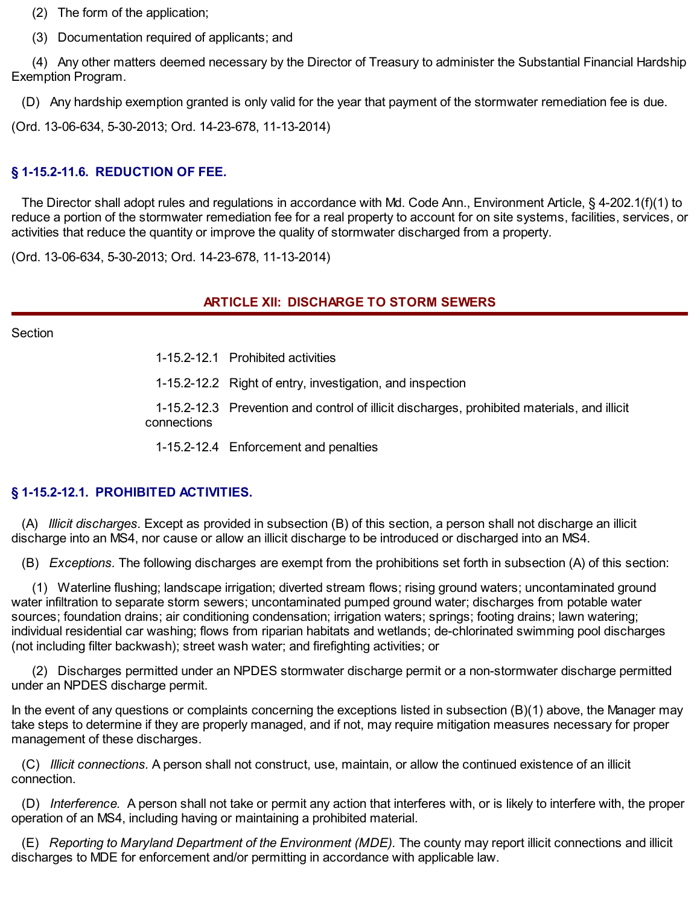(2) The form of the application;

(3) Documentation required of applicants; and

(4) Any other matters deemed necessary by the Director of Treasury to administer the Substantial Financial Hardship Exemption Program.

(D) Any hardship exemption granted is only valid for the year that payment of the stormwater remediation fee is due.

(Ord. 13-06-634, 5-30-2013; Ord. 14-23-678, 11-13-2014)

### § 1-15.2-11.6. REDUCTION OF FEE.

The Director shall adopt rules and regulations in accordance with Md. Code Ann., Environment Article, § 4-202.1(f)(1) to reduce a portion of the stormwater remediation fee for a real property to account for on site systems, facilities, services, or activities that reduce the quantity or improve the quality of stormwater discharged from a property.

(Ord. 13-06-634, 5-30-2013; Ord. 14-23-678, 11-13-2014)

## ARTICLE XII: DISCHARGE TO STORM SEWERS

Section

1-15.2-12.1 Prohibited activities

1-15.2-12.2 Right of entry, investigation, and inspection

1-15.2-12.3 Prevention and control of illicit discharges, prohibited materials, and illicit connections

1-15.2-12.4 Enforcement and penalties

### § 1-15.2-12.1. PROHIBITED ACTIVITIES.

(A) *Illicit discharges.* Except as provided in subsection (B) of this section, a person shall not discharge an illicit discharge into an MS4, nor cause or allow an illicit discharge to be introduced or discharged into an MS4.

(B) *Exceptions.* The following discharges are exempt from the prohibitions set forth in subsection (A) of this section:

(1) Waterline flushing; landscape irrigation; diverted stream flows; rising ground waters; uncontaminated ground water infiltration to separate storm sewers; uncontaminated pumped ground water; discharges from potable water sources; foundation drains; air conditioning condensation; irrigation waters; springs; footing drains; lawn watering; individual residential car washing; flows from riparian habitats and wetlands; de-chlorinated swimming pool discharges (not including filter backwash); street wash water; and firefighting activities; or

(2) Discharges permitted under an NPDES stormwater discharge permit or a non-stormwater discharge permitted under an NPDES discharge permit.

In the event of any questions or complaints concerning the exceptions listed in subsection (B)(1) above, the Manager may take steps to determine if they are properly managed, and if not, may require mitigation measures necessary for proper management of these discharges.

(C) *Illicit connections.* A person shall not construct, use, maintain, or allow the continued existence of an illicit connection.

(D) *Interference.* A person shall not take or permit any action that interferes with, or is likely to interfere with, the proper operation of an MS4, including having or maintaining a prohibited material.

(E) *Reporting to Maryland Department of the Environment (MDE).* The county may report illicit connections and illicit discharges to MDE for enforcement and/or permitting in accordance with applicable law.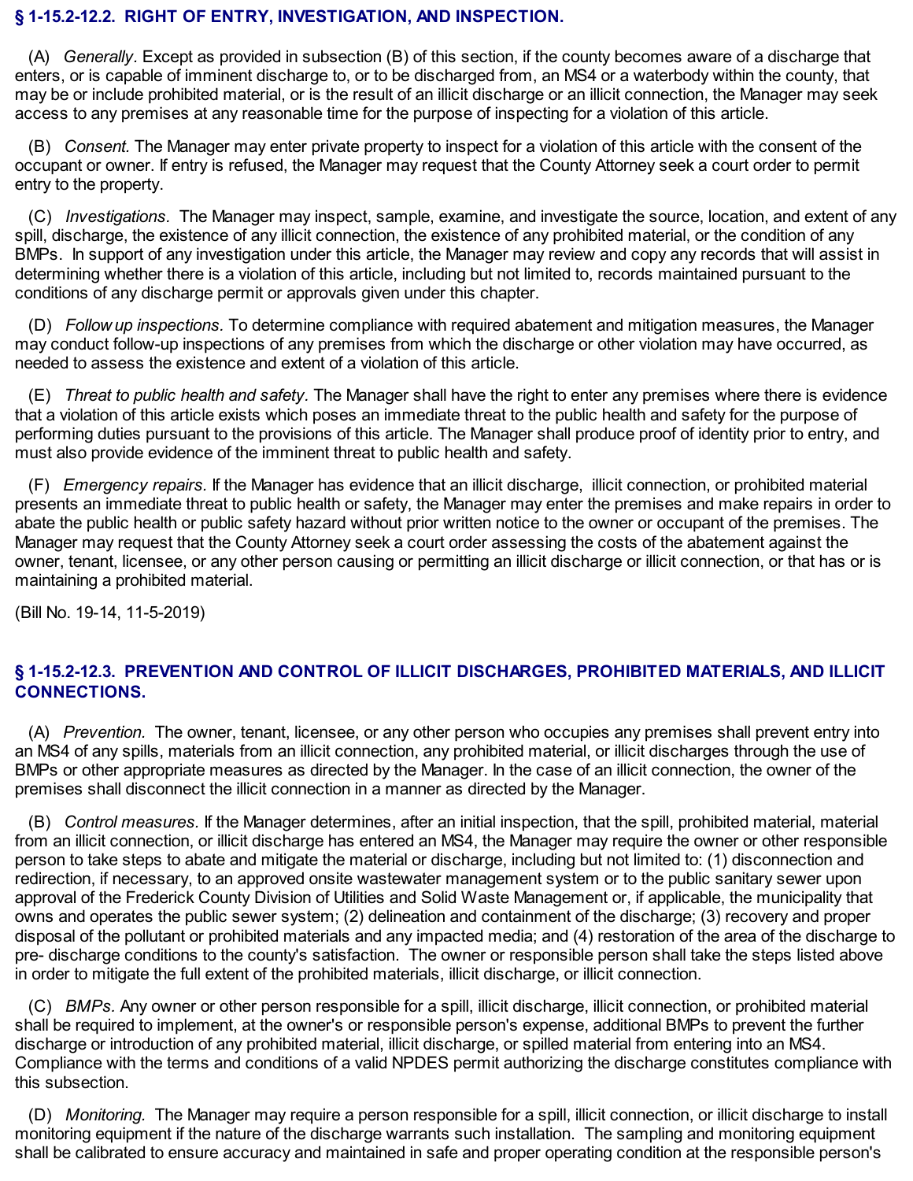## § 1-15.2-12.2. RIGHT OF ENTRY, INVESTIGATION, AND INSPECTION.

(A) *Generally*. Except as provided in subsection (B) of this section, if the county becomes aware of a discharge that enters, or is capable of imminent discharge to, or to be discharged from, an MS4 or a waterbody within the county, that may be or include prohibited material, or is the result of an illicit discharge or an illicit connection, the Manager may seek access to any premises at any reasonable time for the purpose of inspecting for a violation of this article.

(B) *Consent.* The Manager may enter private property to inspect for a violation of this article with the consent of the occupant or owner. If entry is refused, the Manager may request that the County Attorney seek a court order to permit entry to the property.

(C) *Investigations.* The Manager may inspect, sample, examine, and investigate the source, location, and extent of any spill, discharge, the existence of any illicit connection, the existence of any prohibited material, or the condition of any BMPs. In support of any investigation under this article, the Manager may review and copy any records that will assist in determining whether there is a violation of this article, including but not limited to, records maintained pursuant to the conditions of any discharge permit or approvals given under this chapter.

(D) *Follow up inspections.* To determine compliance with required abatement and mitigation measures, the Manager may conduct follow-up inspections of any premises from which the discharge or other violation may have occurred, as needed to assess the existence and extent of a violation of this article.

(E) *Threat to public health and safety*. The Manager shall have the right to enter any premises where there is evidence that a violation of this article exists which poses an immediate threat to the public health and safety for the purpose of performing duties pursuant to the provisions of this article. The Manager shall produce proof of identity prior to entry, and must also provide evidence of the imminent threat to public health and safety.

(F) *Emergency repairs*. If the Manager has evidence that an illicit discharge, illicit connection, or prohibited material presents an immediate threat to public health or safety, the Manager may enter the premises and make repairs in order to abate the public health or public safety hazard without prior written notice to the owner or occupant of the premises. The Manager may request that the County Attorney seek a court order assessing the costs of the abatement against the owner, tenant, licensee, or any other person causing or permitting an illicit discharge or illicit connection, or that has or is maintaining a prohibited material.

(Bill No. 19-14, 11-5-2019)

## § 1-15.2-12.3. PREVENTION AND CONTROL OF ILLICIT DISCHARGES, PROHIBITED MATERIALS, AND ILLICIT CONNECTIONS.

(A) *Prevention.* The owner, tenant, licensee, or any other person who occupies any premises shall prevent entry into an MS4 of any spills, materials from an illicit connection, any prohibited material, or illicit discharges through the use of BMPs or other appropriate measures as directed by the Manager. In the case of an illicit connection, the owner of the premises shall disconnect the illicit connection in a manner as directed by the Manager.

(B) *Control measures.* If the Manager determines, after an initial inspection, that the spill, prohibited material, material from an illicit connection, or illicit discharge has entered an MS4, the Manager may require the owner or other responsible person to take steps to abate and mitigate the material or discharge, including but not limited to: (1) disconnection and redirection, if necessary, to an approved onsite wastewater management system or to the public sanitary sewer upon approval of the Frederick County Division of Utilities and Solid Waste Management or, if applicable, the municipality that owns and operates the public sewer system; (2) delineation and containment of the discharge; (3) recovery and proper disposal of the pollutant or prohibited materials and any impacted media; and (4) restoration of the area of the discharge to pre- discharge conditions to the county's satisfaction. The owner or responsible person shall take the steps listed above in order to mitigate the full extent of the prohibited materials, illicit discharge, or illicit connection.

(C) *BMPs.* Any owner or other person responsible for a spill, illicit discharge, illicit connection, or prohibited material shall be required to implement, at the owner's or responsible person's expense, additional BMPs to prevent the further discharge or introduction of any prohibited material, illicit discharge, or spilled material from entering into an MS4. Compliance with the terms and conditions of a valid NPDES permit authorizing the discharge constitutes compliance with this subsection.

(D) *Monitoring.* The Manager may require a person responsible for a spill, illicit connection, or illicit discharge to install monitoring equipment if the nature of the discharge warrants such installation. The sampling and monitoring equipment shall be calibrated to ensure accuracy and maintained in safe and proper operating condition at the responsible person's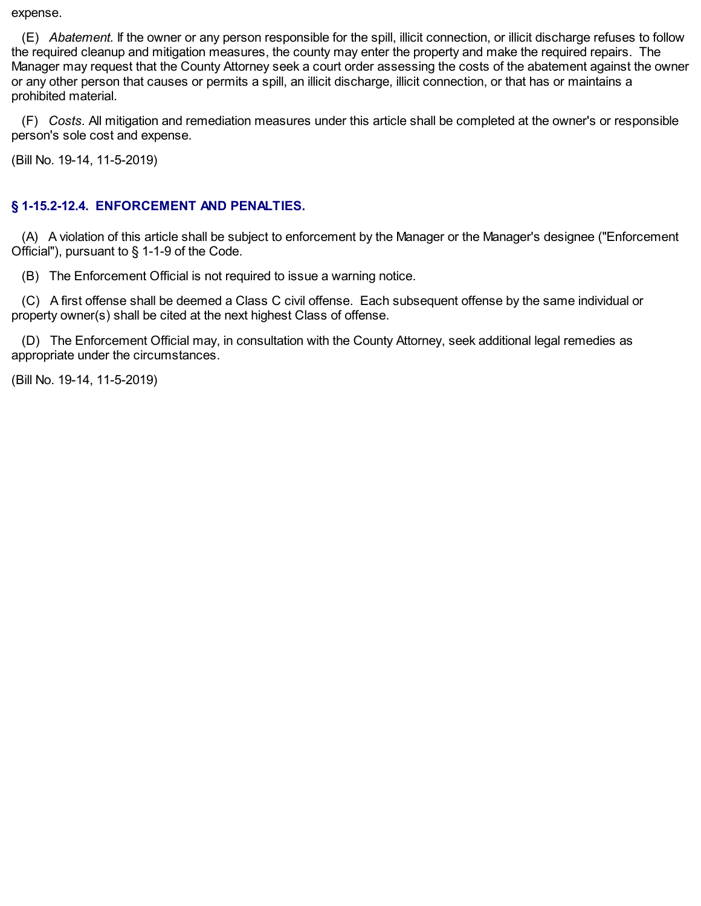expense.

(E) *Abatement.* If the owner or any person responsible for the spill, illicit connection, or illicit discharge refuses to follow the required cleanup and mitigation measures, the county may enter the property and make the required repairs. The Manager may request that the County Attorney seek a court order assessing the costs of the abatement against the owner or any other person that causes or permits a spill, an illicit discharge, illicit connection, or that has or maintains a prohibited material.

(F) *Costs.* All mitigation and remediation measures under this article shall be completed at the owner's or responsible person's sole cost and expense.

(Bill No. 19-14, 11-5-2019)

### § 1-15.2-12.4. ENFORCEMENT AND PENALTIES.

(A) A violation of this article shall be subject to enforcement by the Manager or the Manager's designee ("Enforcement Official"), pursuant to § 1-1-9 of the Code.

(B) The Enforcement Official is not required to issue a warning notice.

(C) A first offense shall be deemed a Class C civil offense. Each subsequent offense by the same individual or property owner(s) shall be cited at the next highest Class of offense.

(D) The Enforcement Official may, in consultation with the County Attorney, seek additional legal remedies as appropriate under the circumstances.

(Bill No. 19-14, 11-5-2019)